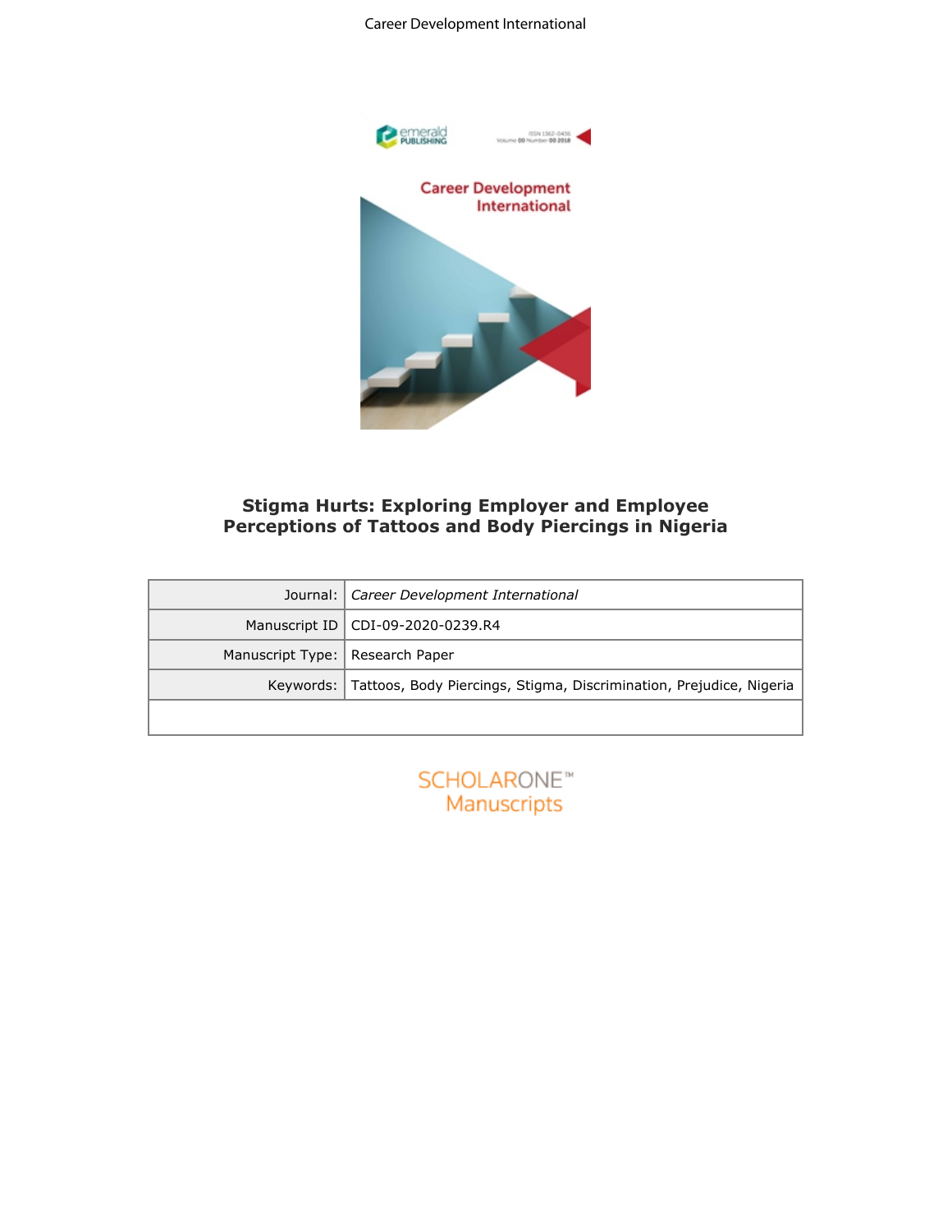# Stigma Hurts: Exploring Employer and Employee Perceptions of Tattoos and Body Piercings in Nigeria

| | |
|---|---|
| Journal: | *Career Development International* |
| Manuscript ID | CDI-09-2020-0239.R4 |
| Manuscript Type: | Research Paper |
| Keywords: | Tattoos, Body Piercings, Stigma, Discrimination, Prejudice, Nigeria |
| | |

SCHOLARONE™
Manuscripts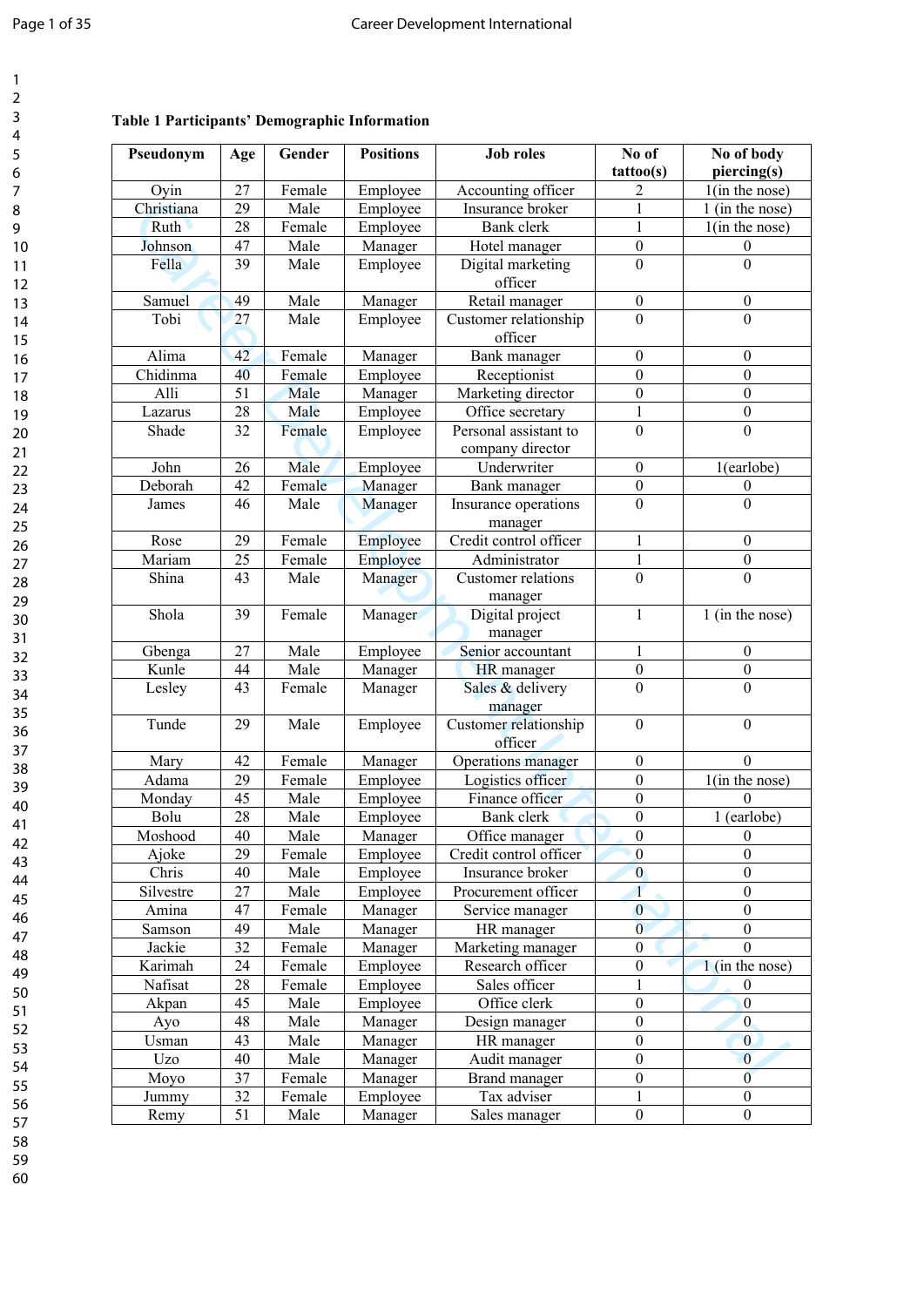**Table 1 Participants' Demographic Information**

| Pseudonym | Age | Gender | Positions | Job roles | No of tattoo(s) | No of body piercing(s) |
|---|---|---|---|---|---|---|
| Oyin | 27 | Female | Employee | Accounting officer | 2 | 1(in the nose) |
| Christiana | 29 | Male | Employee | Insurance broker | 1 | 1 (in the nose) |
| Ruth | 28 | Female | Employee | Bank clerk | 1 | 1(in the nose) |
| Johnson | 47 | Male | Manager | Hotel manager | 0 | 0 |
| Fella | 39 | Male | Employee | Digital marketing officer | 0 | 0 |
| Samuel | 49 | Male | Manager | Retail manager | 0 | 0 |
| Tobi | 27 | Male | Employee | Customer relationship officer | 0 | 0 |
| Alima | 42 | Female | Manager | Bank manager | 0 | 0 |
| Chidinma | 40 | Female | Employee | Receptionist | 0 | 0 |
| Alli | 51 | Male | Manager | Marketing director | 0 | 0 |
| Lazarus | 28 | Male | Employee | Office secretary | 1 | 0 |
| Shade | 32 | Female | Employee | Personal assistant to company director | 0 | 0 |
| John | 26 | Male | Employee | Underwriter | 0 | 1(earlobe) |
| Deborah | 42 | Female | Manager | Bank manager | 0 | 0 |
| James | 46 | Male | Manager | Insurance operations manager | 0 | 0 |
| Rose | 29 | Female | Employee | Credit control officer | 1 | 0 |
| Mariam | 25 | Female | Employee | Administrator | 1 | 0 |
| Shina | 43 | Male | Manager | Customer relations manager | 0 | 0 |
| Shola | 39 | Female | Manager | Digital project manager | 1 | 1 (in the nose) |
| Gbenga | 27 | Male | Employee | Senior accountant | 1 | 0 |
| Kunle | 44 | Male | Manager | HR manager | 0 | 0 |
| Lesley | 43 | Female | Manager | Sales & delivery manager | 0 | 0 |
| Tunde | 29 | Male | Employee | Customer relationship officer | 0 | 0 |
| Mary | 42 | Female | Manager | Operations manager | 0 | 0 |
| Adama | 29 | Female | Employee | Logistics officer | 0 | 1(in the nose) |
| Monday | 45 | Male | Employee | Finance officer | 0 | 0 |
| Bolu | 28 | Male | Employee | Bank clerk | 0 | 1 (earlobe) |
| Moshood | 40 | Male | Manager | Office manager | 0 | 0 |
| Ajoke | 29 | Female | Employee | Credit control officer | 0 | 0 |
| Chris | 40 | Male | Employee | Insurance broker | 0 | 0 |
| Silvestre | 27 | Male | Employee | Procurement officer | 1 | 0 |
| Amina | 47 | Female | Manager | Service manager | 0 | 0 |
| Samson | 49 | Male | Manager | HR manager | 0 | 0 |
| Jackie | 32 | Female | Manager | Marketing manager | 0 | 0 |
| Karimah | 24 | Female | Employee | Research officer | 0 | 1 (in the nose) |
| Nafisat | 28 | Female | Employee | Sales officer | 1 | 0 |
| Akpan | 45 | Male | Employee | Office clerk | 0 | 0 |
| Ayo | 48 | Male | Manager | Design manager | 0 | 0 |
| Usman | 43 | Male | Manager | HR manager | 0 | 0 |
| Uzo | 40 | Male | Manager | Audit manager | 0 | 0 |
| Moyo | 37 | Female | Manager | Brand manager | 0 | 0 |
| Jummy | 32 | Female | Employee | Tax adviser | 1 | 0 |
| Remy | 51 | Male | Manager | Sales manager | 0 | 0 |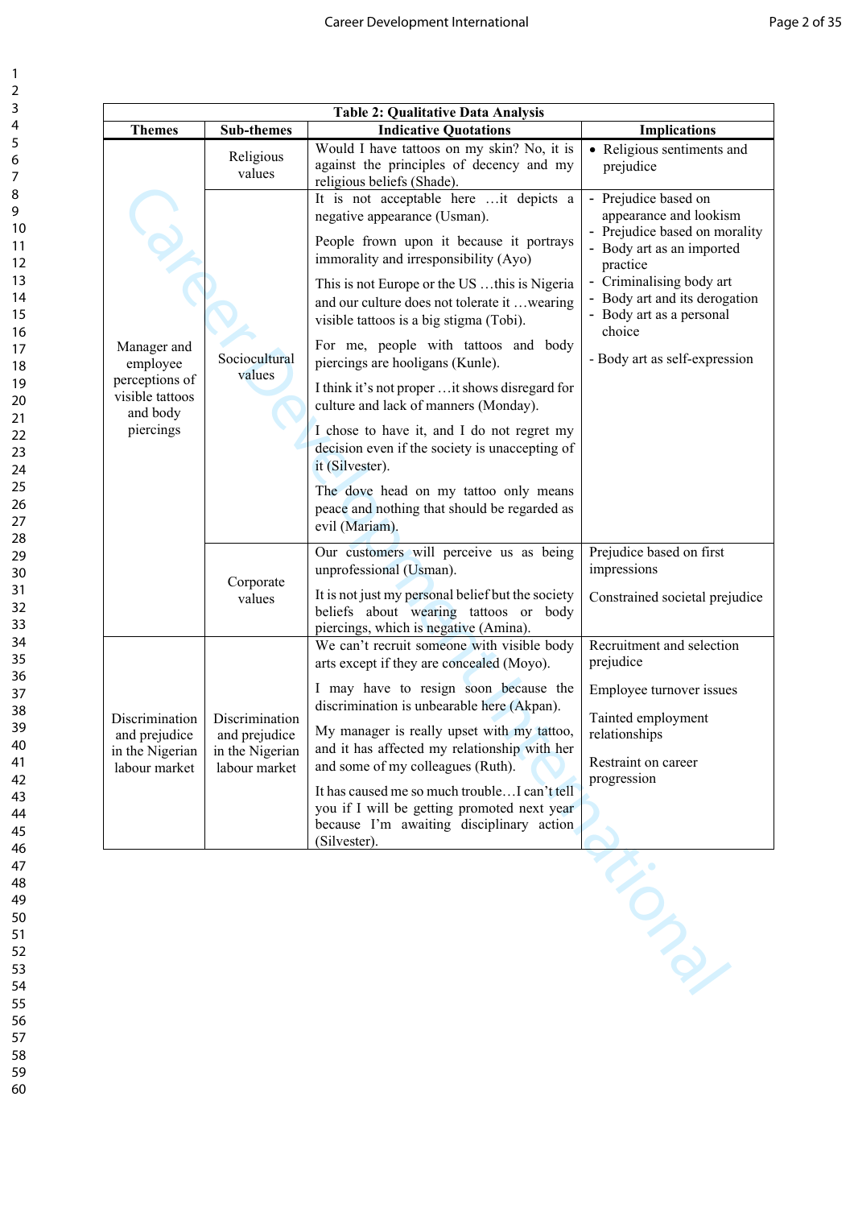**Table 2: Qualitative Data Analysis**

| Themes | Sub-themes | Indicative Quotations | Implications |
|---|---|---|---|
| Manager and employee perceptions of visible tattoos and body piercings | Religious values | Would I have tattoos on my skin? No, it is against the principles of decency and my religious beliefs (Shade). | • Religious sentiments and prejudice |
| | Sociocultural values | It is not acceptable here …it depicts a negative appearance (Usman).<br><br>People frown upon it because it portrays immorality and irresponsibility (Ayo)<br><br>This is not Europe or the US …this is Nigeria and our culture does not tolerate it …wearing visible tattoos is a big stigma (Tobi).<br><br>For me, people with tattoos and body piercings are hooligans (Kunle).<br><br>I think it's not proper …it shows disregard for culture and lack of manners (Monday).<br><br>I chose to have it, and I do not regret my decision even if the society is unaccepting of it (Silvester).<br><br>The dove head on my tattoo only means peace and nothing that should be regarded as evil (Mariam). | - Prejudice based on appearance and lookism<br>- Prejudice based on morality<br>- Body art as an imported practice<br>- Criminalising body art<br>- Body art and its derogation<br>- Body art as a personal choice<br><br>- Body art as self-expression |
| | Corporate values | Our customers will perceive us as being unprofessional (Usman).<br><br>It is not just my personal belief but the society beliefs about wearing tattoos or body piercings, which is negative (Amina). | Prejudice based on first impressions<br><br>Constrained societal prejudice |
| Discrimination and prejudice in the Nigerian labour market | Discrimination and prejudice in the Nigerian labour market | We can't recruit someone with visible body arts except if they are concealed (Moyo).<br><br>I may have to resign soon because the discrimination is unbearable here (Akpan).<br><br>My manager is really upset with my tattoo, and it has affected my relationship with her and some of my colleagues (Ruth).<br><br>It has caused me so much trouble…I can't tell you if I will be getting promoted next year because I'm awaiting disciplinary action (Silvester). | Recruitment and selection prejudice<br><br>Employee turnover issues<br><br>Tainted employment relationships<br><br>Restraint on career progression |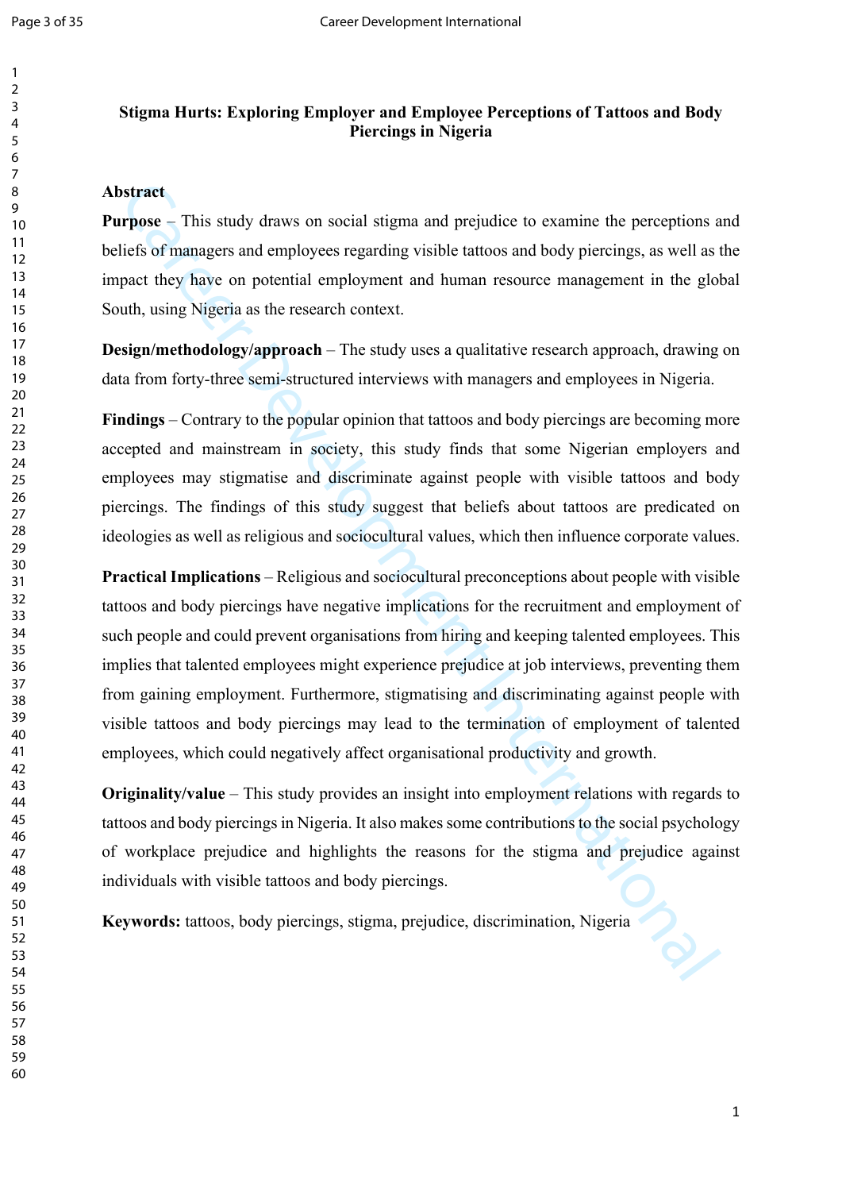**Stigma Hurts: Exploring Employer and Employee Perceptions of Tattoos and Body Piercings in Nigeria**

**Abstract**

**Purpose** – This study draws on social stigma and prejudice to examine the perceptions and beliefs of managers and employees regarding visible tattoos and body piercings, as well as the impact they have on potential employment and human resource management in the global South, using Nigeria as the research context.

**Design/methodology/approach** – The study uses a qualitative research approach, drawing on data from forty-three semi-structured interviews with managers and employees in Nigeria.

**Findings** – Contrary to the popular opinion that tattoos and body piercings are becoming more accepted and mainstream in society, this study finds that some Nigerian employers and employees may stigmatise and discriminate against people with visible tattoos and body piercings. The findings of this study suggest that beliefs about tattoos are predicated on ideologies as well as religious and sociocultural values, which then influence corporate values.

**Practical Implications** – Religious and sociocultural preconceptions about people with visible tattoos and body piercings have negative implications for the recruitment and employment of such people and could prevent organisations from hiring and keeping talented employees. This implies that talented employees might experience prejudice at job interviews, preventing them from gaining employment. Furthermore, stigmatising and discriminating against people with visible tattoos and body piercings may lead to the termination of employment of talented employees, which could negatively affect organisational productivity and growth.

**Originality/value** – This study provides an insight into employment relations with regards to tattoos and body piercings in Nigeria. It also makes some contributions to the social psychology of workplace prejudice and highlights the reasons for the stigma and prejudice against individuals with visible tattoos and body piercings.

**Keywords:** tattoos, body piercings, stigma, prejudice, discrimination, Nigeria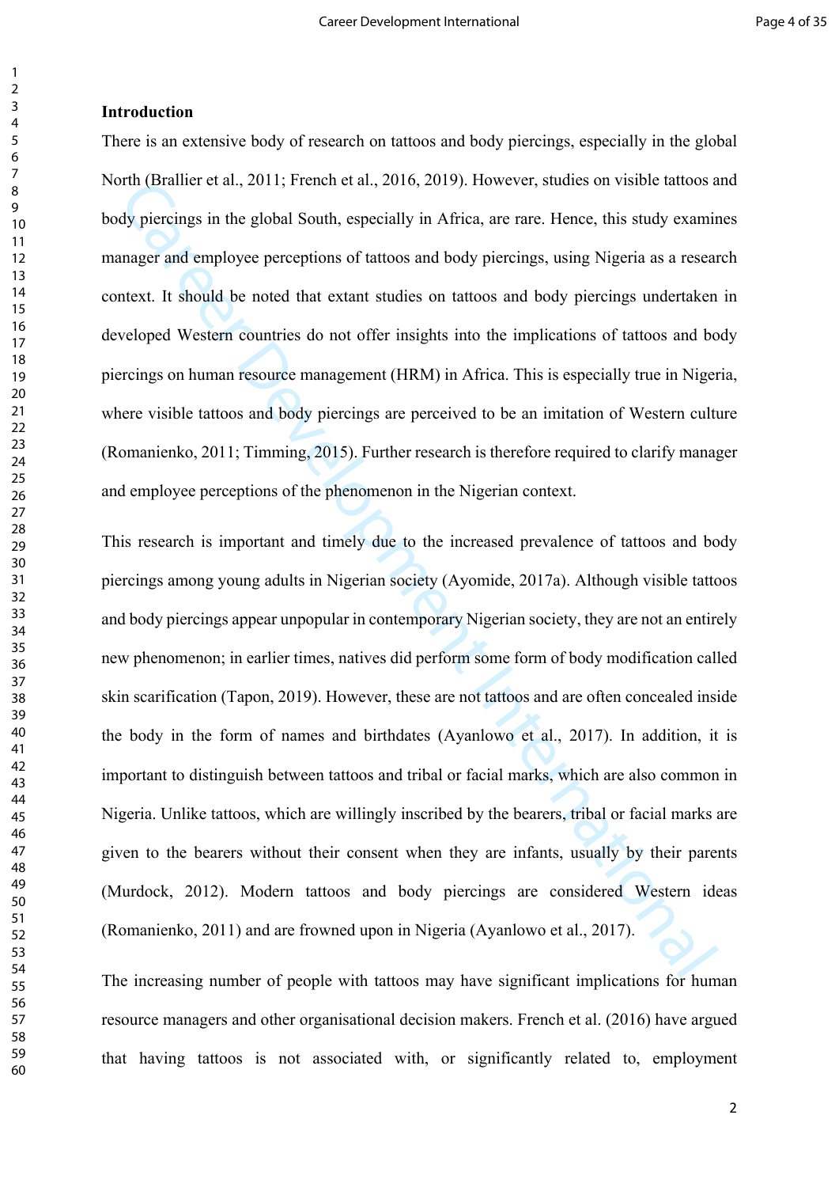## Introduction

There is an extensive body of research on tattoos and body piercings, especially in the global North (Brallier et al., 2011; French et al., 2016, 2019). However, studies on visible tattoos and body piercings in the global South, especially in Africa, are rare. Hence, this study examines manager and employee perceptions of tattoos and body piercings, using Nigeria as a research context. It should be noted that extant studies on tattoos and body piercings undertaken in developed Western countries do not offer insights into the implications of tattoos and body piercings on human resource management (HRM) in Africa. This is especially true in Nigeria, where visible tattoos and body piercings are perceived to be an imitation of Western culture (Romanienko, 2011; Timming, 2015). Further research is therefore required to clarify manager and employee perceptions of the phenomenon in the Nigerian context.

This research is important and timely due to the increased prevalence of tattoos and body piercings among young adults in Nigerian society (Ayomide, 2017a). Although visible tattoos and body piercings appear unpopular in contemporary Nigerian society, they are not an entirely new phenomenon; in earlier times, natives did perform some form of body modification called skin scarification (Tapon, 2019). However, these are not tattoos and are often concealed inside the body in the form of names and birthdates (Ayanlowo et al., 2017). In addition, it is important to distinguish between tattoos and tribal or facial marks, which are also common in Nigeria. Unlike tattoos, which are willingly inscribed by the bearers, tribal or facial marks are given to the bearers without their consent when they are infants, usually by their parents (Murdock, 2012). Modern tattoos and body piercings are considered Western ideas (Romanienko, 2011) and are frowned upon in Nigeria (Ayanlowo et al., 2017).

The increasing number of people with tattoos may have significant implications for human resource managers and other organisational decision makers. French et al. (2016) have argued that having tattoos is not associated with, or significantly related to, employment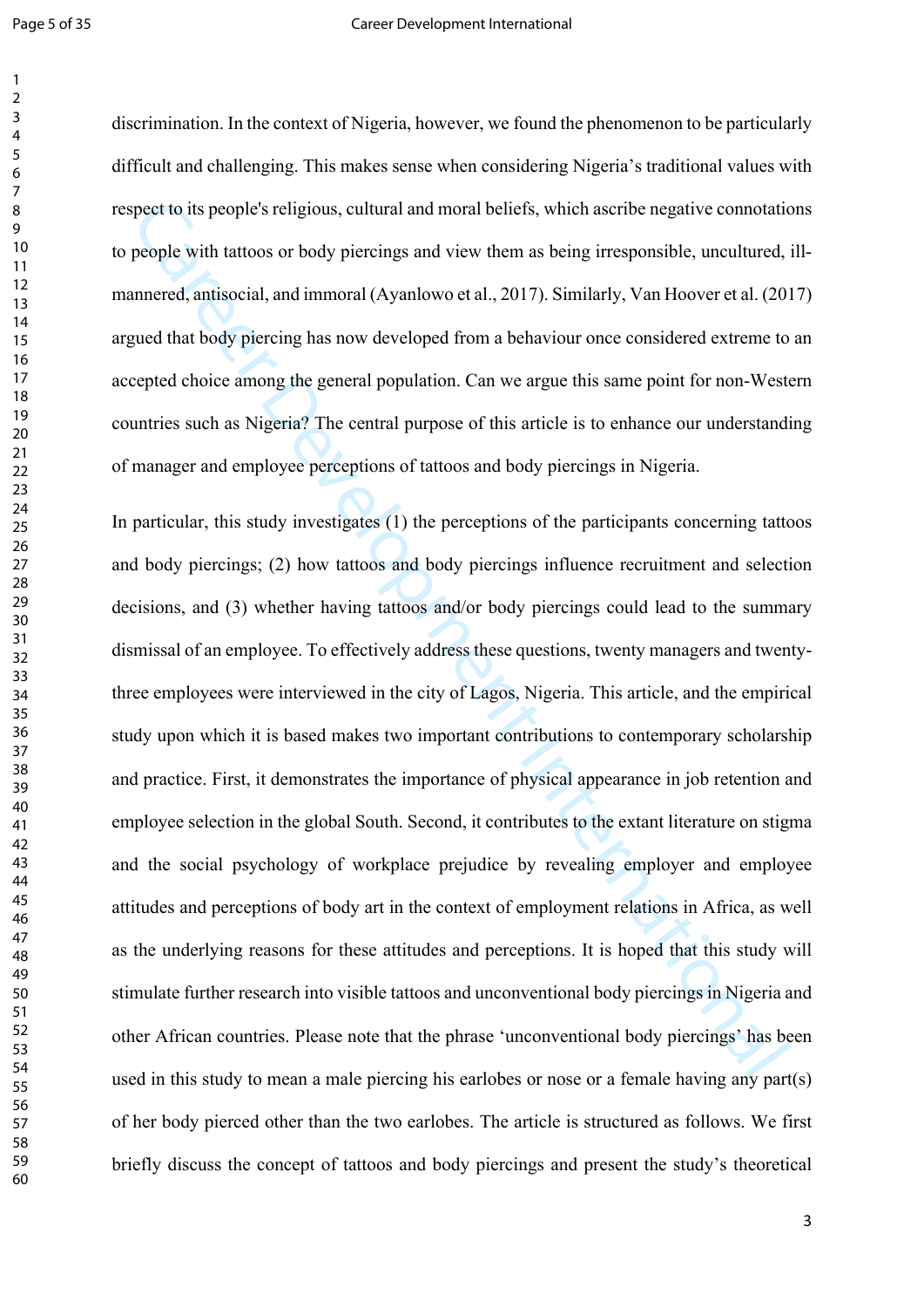discrimination. In the context of Nigeria, however, we found the phenomenon to be particularly difficult and challenging. This makes sense when considering Nigeria's traditional values with respect to its people's religious, cultural and moral beliefs, which ascribe negative connotations to people with tattoos or body piercings and view them as being irresponsible, uncultured, ill-mannered, antisocial, and immoral (Ayanlowo et al., 2017). Similarly, Van Hoover et al. (2017) argued that body piercing has now developed from a behaviour once considered extreme to an accepted choice among the general population. Can we argue this same point for non-Western countries such as Nigeria? The central purpose of this article is to enhance our understanding of manager and employee perceptions of tattoos and body piercings in Nigeria.

In particular, this study investigates (1) the perceptions of the participants concerning tattoos and body piercings; (2) how tattoos and body piercings influence recruitment and selection decisions, and (3) whether having tattoos and/or body piercings could lead to the summary dismissal of an employee. To effectively address these questions, twenty managers and twenty-three employees were interviewed in the city of Lagos, Nigeria. This article, and the empirical study upon which it is based makes two important contributions to contemporary scholarship and practice. First, it demonstrates the importance of physical appearance in job retention and employee selection in the global South. Second, it contributes to the extant literature on stigma and the social psychology of workplace prejudice by revealing employer and employee attitudes and perceptions of body art in the context of employment relations in Africa, as well as the underlying reasons for these attitudes and perceptions. It is hoped that this study will stimulate further research into visible tattoos and unconventional body piercings in Nigeria and other African countries. Please note that the phrase 'unconventional body piercings' has been used in this study to mean a male piercing his earlobes or nose or a female having any part(s) of her body pierced other than the two earlobes. The article is structured as follows. We first briefly discuss the concept of tattoos and body piercings and present the study's theoretical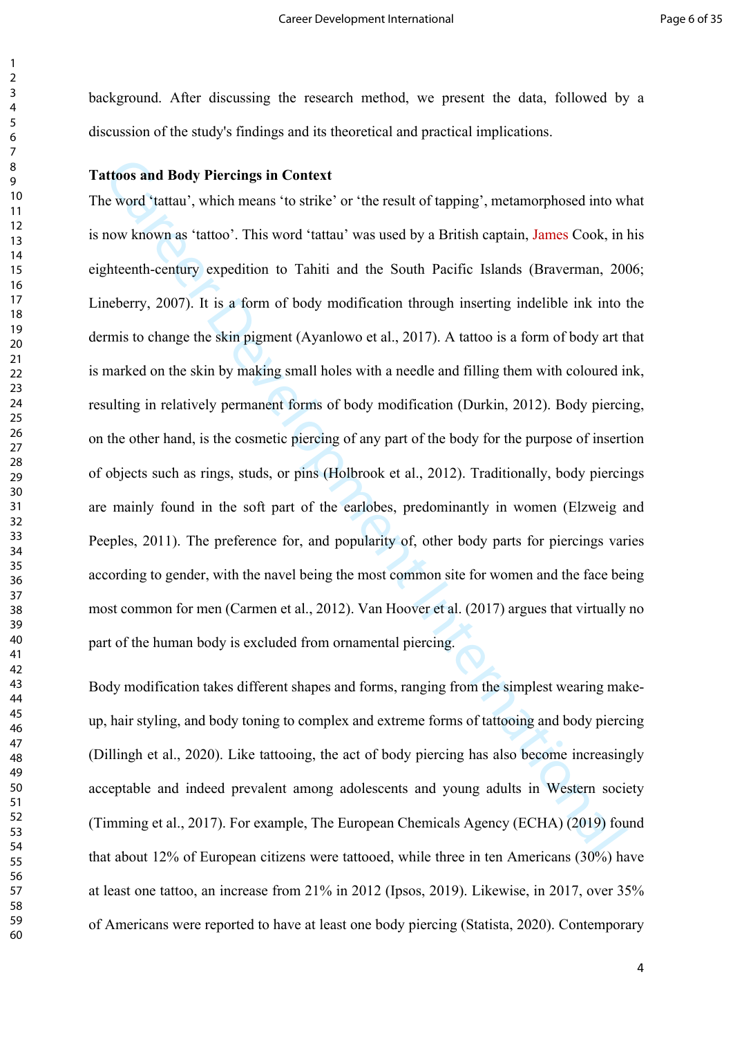background. After discussing the research method, we present the data, followed by a discussion of the study's findings and its theoretical and practical implications.

**Tattoos and Body Piercings in Context**

The word 'tattau', which means 'to strike' or 'the result of tapping', metamorphosed into what is now known as 'tattoo'. This word 'tattau' was used by a British captain, James Cook, in his eighteenth-century expedition to Tahiti and the South Pacific Islands (Braverman, 2006; Lineberry, 2007). It is a form of body modification through inserting indelible ink into the dermis to change the skin pigment (Ayanlowo et al., 2017). A tattoo is a form of body art that is marked on the skin by making small holes with a needle and filling them with coloured ink, resulting in relatively permanent forms of body modification (Durkin, 2012). Body piercing, on the other hand, is the cosmetic piercing of any part of the body for the purpose of insertion of objects such as rings, studs, or pins (Holbrook et al., 2012). Traditionally, body piercings are mainly found in the soft part of the earlobes, predominantly in women (Elzweig and Peeples, 2011). The preference for, and popularity of, other body parts for piercings varies according to gender, with the navel being the most common site for women and the face being most common for men (Carmen et al., 2012). Van Hoover et al. (2017) argues that virtually no part of the human body is excluded from ornamental piercing.

Body modification takes different shapes and forms, ranging from the simplest wearing make-up, hair styling, and body toning to complex and extreme forms of tattooing and body piercing (Dillingh et al., 2020). Like tattooing, the act of body piercing has also become increasingly acceptable and indeed prevalent among adolescents and young adults in Western society (Timming et al., 2017). For example, The European Chemicals Agency (ECHA) (2019) found that about 12% of European citizens were tattooed, while three in ten Americans (30%) have at least one tattoo, an increase from 21% in 2012 (Ipsos, 2019). Likewise, in 2017, over 35% of Americans were reported to have at least one body piercing (Statista, 2020). Contemporary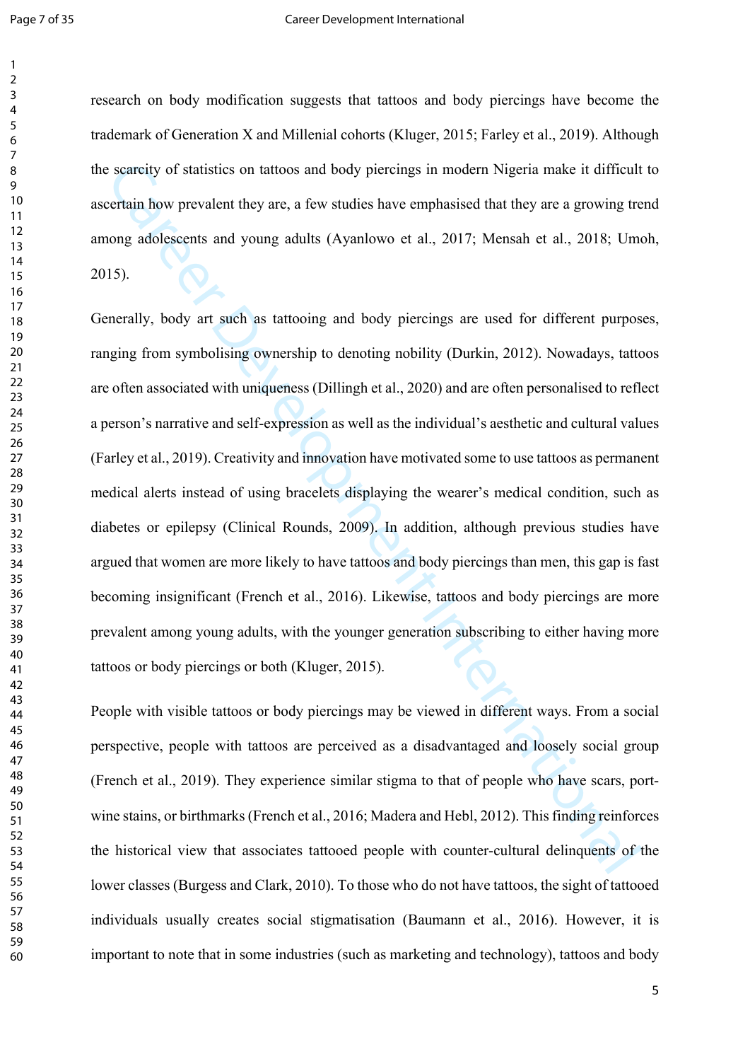research on body modification suggests that tattoos and body piercings have become the trademark of Generation X and Millenial cohorts (Kluger, 2015; Farley et al., 2019). Although the scarcity of statistics on tattoos and body piercings in modern Nigeria make it difficult to ascertain how prevalent they are, a few studies have emphasised that they are a growing trend among adolescents and young adults (Ayanlowo et al., 2017; Mensah et al., 2018; Umoh, 2015).

Generally, body art such as tattooing and body piercings are used for different purposes, ranging from symbolising ownership to denoting nobility (Durkin, 2012). Nowadays, tattoos are often associated with uniqueness (Dillingh et al., 2020) and are often personalised to reflect a person's narrative and self-expression as well as the individual's aesthetic and cultural values (Farley et al., 2019). Creativity and innovation have motivated some to use tattoos as permanent medical alerts instead of using bracelets displaying the wearer's medical condition, such as diabetes or epilepsy (Clinical Rounds, 2009). In addition, although previous studies have argued that women are more likely to have tattoos and body piercings than men, this gap is fast becoming insignificant (French et al., 2016). Likewise, tattoos and body piercings are more prevalent among young adults, with the younger generation subscribing to either having more tattoos or body piercings or both (Kluger, 2015).

People with visible tattoos or body piercings may be viewed in different ways. From a social perspective, people with tattoos are perceived as a disadvantaged and loosely social group (French et al., 2019). They experience similar stigma to that of people who have scars, port-wine stains, or birthmarks (French et al., 2016; Madera and Hebl, 2012). This finding reinforces the historical view that associates tattooed people with counter-cultural delinquents of the lower classes (Burgess and Clark, 2010). To those who do not have tattoos, the sight of tattooed individuals usually creates social stigmatisation (Baumann et al., 2016). However, it is important to note that in some industries (such as marketing and technology), tattoos and body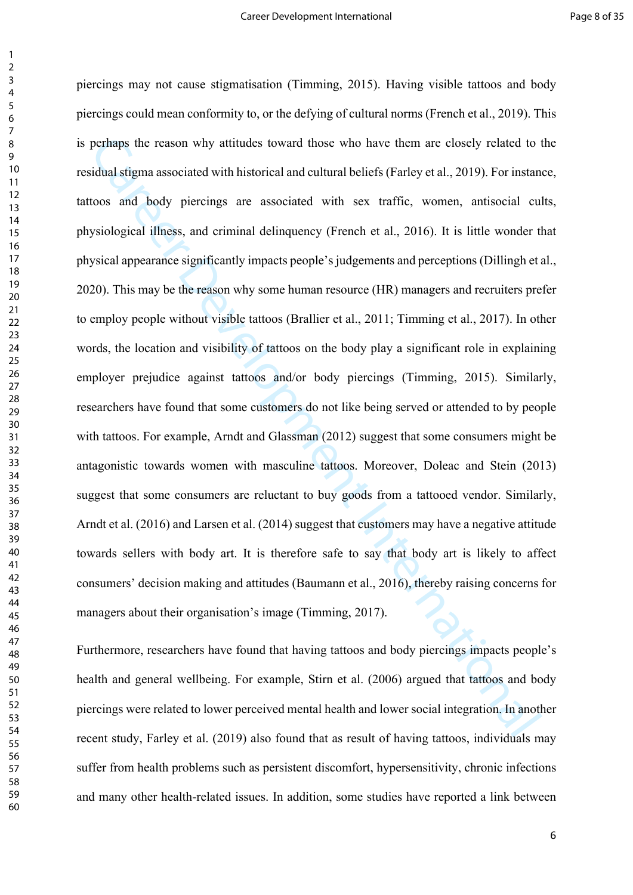piercings may not cause stigmatisation (Timming, 2015). Having visible tattoos and body piercings could mean conformity to, or the defying of cultural norms (French et al., 2019). This is perhaps the reason why attitudes toward those who have them are closely related to the residual stigma associated with historical and cultural beliefs (Farley et al., 2019). For instance, tattoos and body piercings are associated with sex traffic, women, antisocial cults, physiological illness, and criminal delinquency (French et al., 2016). It is little wonder that physical appearance significantly impacts people's judgements and perceptions (Dillingh et al., 2020). This may be the reason why some human resource (HR) managers and recruiters prefer to employ people without visible tattoos (Brallier et al., 2011; Timming et al., 2017). In other words, the location and visibility of tattoos on the body play a significant role in explaining employer prejudice against tattoos and/or body piercings (Timming, 2015). Similarly, researchers have found that some customers do not like being served or attended to by people with tattoos. For example, Arndt and Glassman (2012) suggest that some consumers might be antagonistic towards women with masculine tattoos. Moreover, Doleac and Stein (2013) suggest that some consumers are reluctant to buy goods from a tattooed vendor. Similarly, Arndt et al. (2016) and Larsen et al. (2014) suggest that customers may have a negative attitude towards sellers with body art. It is therefore safe to say that body art is likely to affect consumers' decision making and attitudes (Baumann et al., 2016), thereby raising concerns for managers about their organisation's image (Timming, 2017).

Furthermore, researchers have found that having tattoos and body piercings impacts people's health and general wellbeing. For example, Stirn et al. (2006) argued that tattoos and body piercings were related to lower perceived mental health and lower social integration. In another recent study, Farley et al. (2019) also found that as result of having tattoos, individuals may suffer from health problems such as persistent discomfort, hypersensitivity, chronic infections and many other health-related issues. In addition, some studies have reported a link between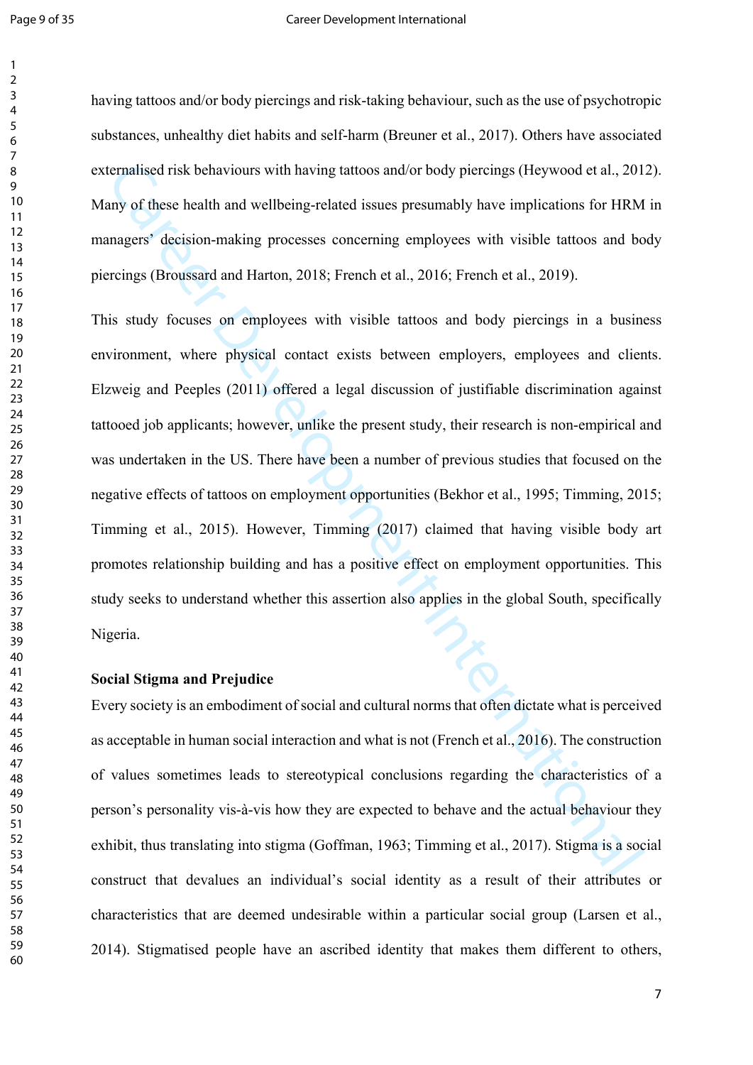having tattoos and/or body piercings and risk-taking behaviour, such as the use of psychotropic substances, unhealthy diet habits and self-harm (Breuner et al., 2017). Others have associated externalised risk behaviours with having tattoos and/or body piercings (Heywood et al., 2012). Many of these health and wellbeing-related issues presumably have implications for HRM in managers' decision-making processes concerning employees with visible tattoos and body piercings (Broussard and Harton, 2018; French et al., 2016; French et al., 2019).

This study focuses on employees with visible tattoos and body piercings in a business environment, where physical contact exists between employers, employees and clients. Elzweig and Peeples (2011) offered a legal discussion of justifiable discrimination against tattooed job applicants; however, unlike the present study, their research is non-empirical and was undertaken in the US. There have been a number of previous studies that focused on the negative effects of tattoos on employment opportunities (Bekhor et al., 1995; Timming, 2015; Timming et al., 2015). However, Timming (2017) claimed that having visible body art promotes relationship building and has a positive effect on employment opportunities. This study seeks to understand whether this assertion also applies in the global South, specifically Nigeria.

**Social Stigma and Prejudice**

Every society is an embodiment of social and cultural norms that often dictate what is perceived as acceptable in human social interaction and what is not (French et al., 2016). The construction of values sometimes leads to stereotypical conclusions regarding the characteristics of a person's personality vis-à-vis how they are expected to behave and the actual behaviour they exhibit, thus translating into stigma (Goffman, 1963; Timming et al., 2017). Stigma is a social construct that devalues an individual's social identity as a result of their attributes or characteristics that are deemed undesirable within a particular social group (Larsen et al., 2014). Stigmatised people have an ascribed identity that makes them different to others,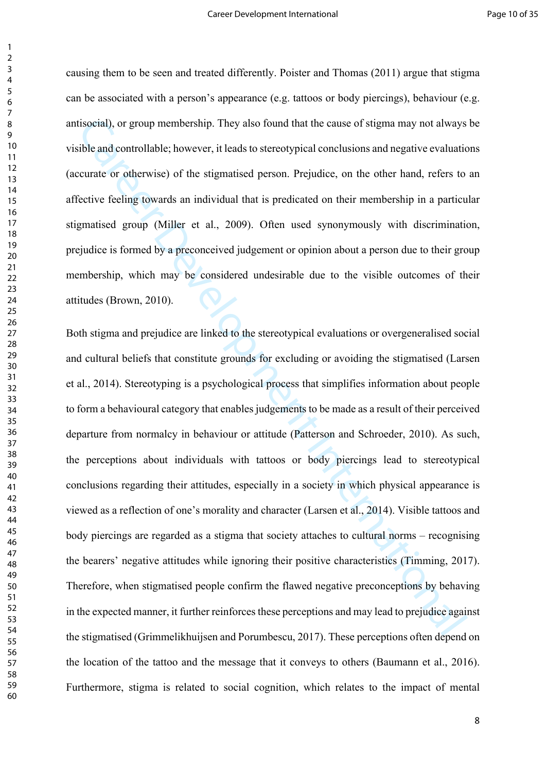causing them to be seen and treated differently. Poister and Thomas (2011) argue that stigma can be associated with a person's appearance (e.g. tattoos or body piercings), behaviour (e.g. antisocial), or group membership. They also found that the cause of stigma may not always be visible and controllable; however, it leads to stereotypical conclusions and negative evaluations (accurate or otherwise) of the stigmatised person. Prejudice, on the other hand, refers to an affective feeling towards an individual that is predicated on their membership in a particular stigmatised group (Miller et al., 2009). Often used synonymously with discrimination, prejudice is formed by a preconceived judgement or opinion about a person due to their group membership, which may be considered undesirable due to the visible outcomes of their attitudes (Brown, 2010).

Both stigma and prejudice are linked to the stereotypical evaluations or overgeneralised social and cultural beliefs that constitute grounds for excluding or avoiding the stigmatised (Larsen et al., 2014). Stereotyping is a psychological process that simplifies information about people to form a behavioural category that enables judgements to be made as a result of their perceived departure from normalcy in behaviour or attitude (Patterson and Schroeder, 2010). As such, the perceptions about individuals with tattoos or body piercings lead to stereotypical conclusions regarding their attitudes, especially in a society in which physical appearance is viewed as a reflection of one's morality and character (Larsen et al., 2014). Visible tattoos and body piercings are regarded as a stigma that society attaches to cultural norms – recognising the bearers' negative attitudes while ignoring their positive characteristics (Timming, 2017). Therefore, when stigmatised people confirm the flawed negative preconceptions by behaving in the expected manner, it further reinforces these perceptions and may lead to prejudice against the stigmatised (Grimmelikhuijsen and Porumbescu, 2017). These perceptions often depend on the location of the tattoo and the message that it conveys to others (Baumann et al., 2016). Furthermore, stigma is related to social cognition, which relates to the impact of mental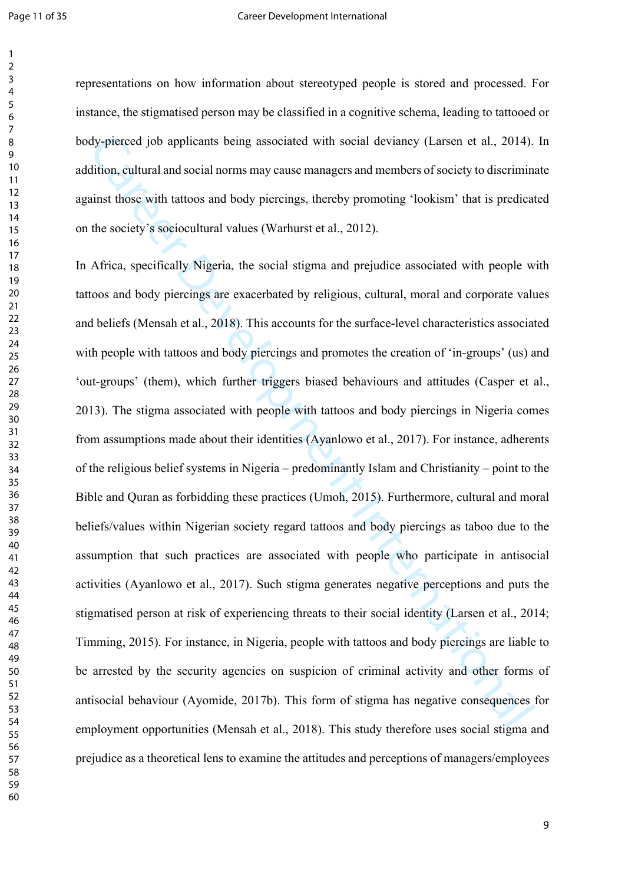representations on how information about stereotyped people is stored and processed. For instance, the stigmatised person may be classified in a cognitive schema, leading to tattooed or body-pierced job applicants being associated with social deviancy (Larsen et al., 2014). In addition, cultural and social norms may cause managers and members of society to discriminate against those with tattoos and body piercings, thereby promoting 'lookism' that is predicated on the society's sociocultural values (Warhurst et al., 2012).

In Africa, specifically Nigeria, the social stigma and prejudice associated with people with tattoos and body piercings are exacerbated by religious, cultural, moral and corporate values and beliefs (Mensah et al., 2018). This accounts for the surface-level characteristics associated with people with tattoos and body piercings and promotes the creation of 'in-groups' (us) and 'out-groups' (them), which further triggers biased behaviours and attitudes (Casper et al., 2013). The stigma associated with people with tattoos and body piercings in Nigeria comes from assumptions made about their identities (Ayanlowo et al., 2017). For instance, adherents of the religious belief systems in Nigeria – predominantly Islam and Christianity – point to the Bible and Quran as forbidding these practices (Umoh, 2015). Furthermore, cultural and moral beliefs/values within Nigerian society regard tattoos and body piercings as taboo due to the assumption that such practices are associated with people who participate in antisocial activities (Ayanlowo et al., 2017). Such stigma generates negative perceptions and puts the stigmatised person at risk of experiencing threats to their social identity (Larsen et al., 2014; Timming, 2015). For instance, in Nigeria, people with tattoos and body piercings are liable to be arrested by the security agencies on suspicion of criminal activity and other forms of antisocial behaviour (Ayomide, 2017b). This form of stigma has negative consequences for employment opportunities (Mensah et al., 2018). This study therefore uses social stigma and prejudice as a theoretical lens to examine the attitudes and perceptions of managers/employees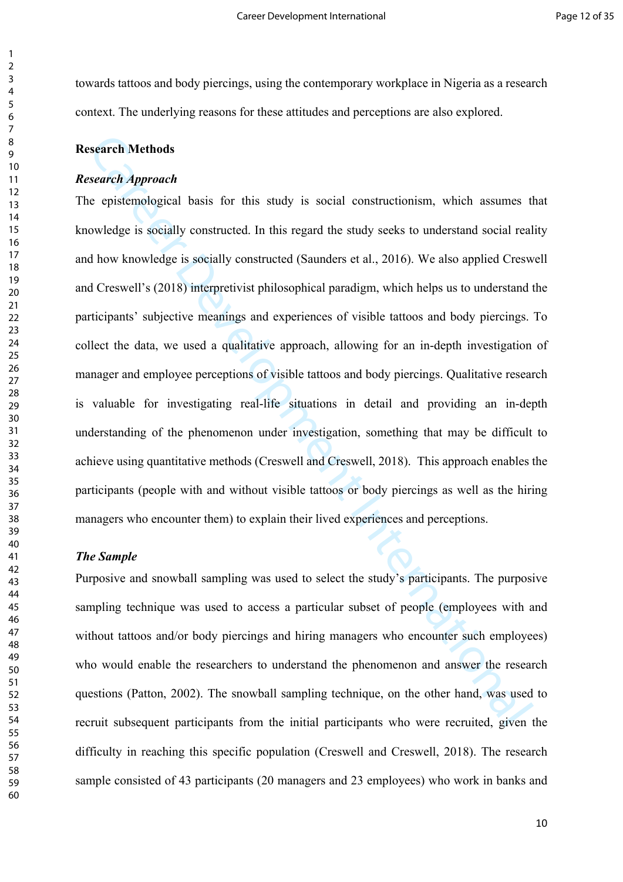towards tattoos and body piercings, using the contemporary workplace in Nigeria as a research context. The underlying reasons for these attitudes and perceptions are also explored.

## Research Methods

### *Research Approach*

The epistemological basis for this study is social constructionism, which assumes that knowledge is socially constructed. In this regard the study seeks to understand social reality and how knowledge is socially constructed (Saunders et al., 2016). We also applied Creswell and Creswell's (2018) interpretivist philosophical paradigm, which helps us to understand the participants' subjective meanings and experiences of visible tattoos and body piercings. To collect the data, we used a qualitative approach, allowing for an in-depth investigation of manager and employee perceptions of visible tattoos and body piercings. Qualitative research is valuable for investigating real-life situations in detail and providing an in-depth understanding of the phenomenon under investigation, something that may be difficult to achieve using quantitative methods (Creswell and Creswell, 2018). This approach enables the participants (people with and without visible tattoos or body piercings as well as the hiring managers who encounter them) to explain their lived experiences and perceptions.

### *The Sample*

Purposive and snowball sampling was used to select the study's participants. The purposive sampling technique was used to access a particular subset of people (employees with and without tattoos and/or body piercings and hiring managers who encounter such employees) who would enable the researchers to understand the phenomenon and answer the research questions (Patton, 2002). The snowball sampling technique, on the other hand, was used to recruit subsequent participants from the initial participants who were recruited, given the difficulty in reaching this specific population (Creswell and Creswell, 2018). The research sample consisted of 43 participants (20 managers and 23 employees) who work in banks and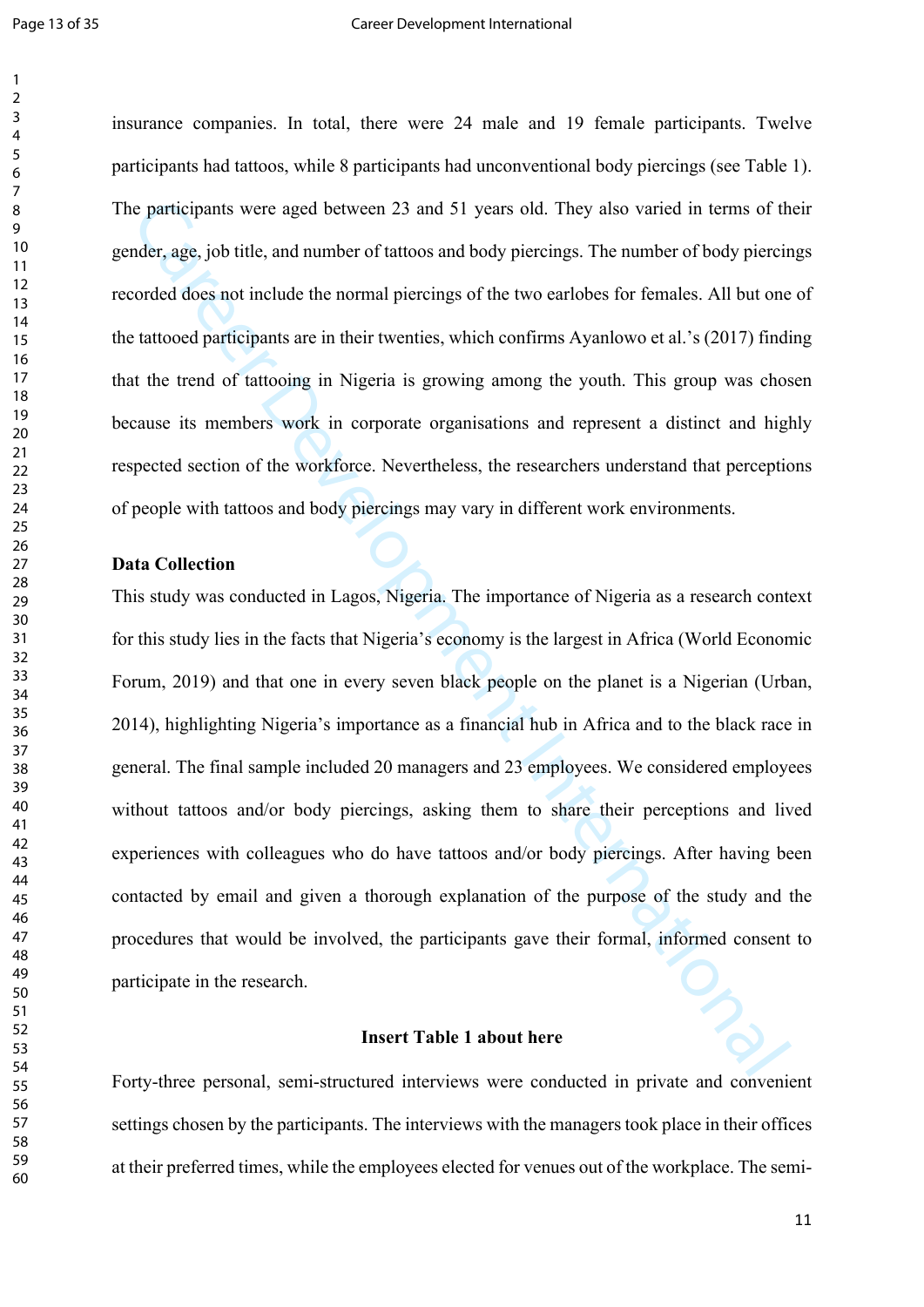insurance companies. In total, there were 24 male and 19 female participants. Twelve participants had tattoos, while 8 participants had unconventional body piercings (see Table 1). The participants were aged between 23 and 51 years old. They also varied in terms of their gender, age, job title, and number of tattoos and body piercings. The number of body piercings recorded does not include the normal piercings of the two earlobes for females. All but one of the tattooed participants are in their twenties, which confirms Ayanlowo et al.'s (2017) finding that the trend of tattooing in Nigeria is growing among the youth. This group was chosen because its members work in corporate organisations and represent a distinct and highly respected section of the workforce. Nevertheless, the researchers understand that perceptions of people with tattoos and body piercings may vary in different work environments.

**Data Collection**

This study was conducted in Lagos, Nigeria. The importance of Nigeria as a research context for this study lies in the facts that Nigeria's economy is the largest in Africa (World Economic Forum, 2019) and that one in every seven black people on the planet is a Nigerian (Urban, 2014), highlighting Nigeria's importance as a financial hub in Africa and to the black race in general. The final sample included 20 managers and 23 employees. We considered employees without tattoos and/or body piercings, asking them to share their perceptions and lived experiences with colleagues who do have tattoos and/or body piercings. After having been contacted by email and given a thorough explanation of the purpose of the study and the procedures that would be involved, the participants gave their formal, informed consent to participate in the research.

**Insert Table 1 about here**

Forty-three personal, semi-structured interviews were conducted in private and convenient settings chosen by the participants. The interviews with the managers took place in their offices at their preferred times, while the employees elected for venues out of the workplace. The semi-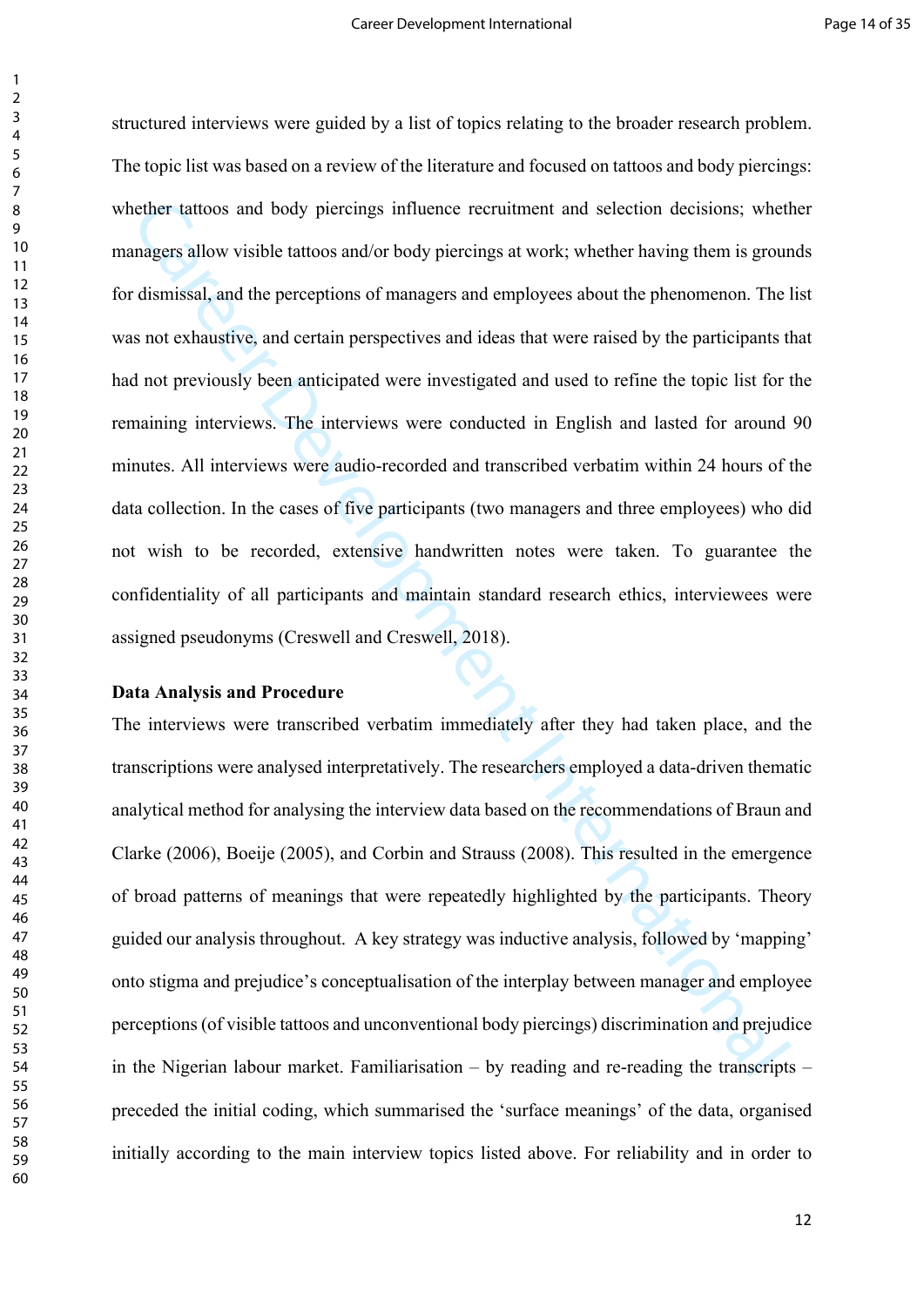structured interviews were guided by a list of topics relating to the broader research problem. The topic list was based on a review of the literature and focused on tattoos and body piercings: whether tattoos and body piercings influence recruitment and selection decisions; whether managers allow visible tattoos and/or body piercings at work; whether having them is grounds for dismissal, and the perceptions of managers and employees about the phenomenon. The list was not exhaustive, and certain perspectives and ideas that were raised by the participants that had not previously been anticipated were investigated and used to refine the topic list for the remaining interviews. The interviews were conducted in English and lasted for around 90 minutes. All interviews were audio-recorded and transcribed verbatim within 24 hours of the data collection. In the cases of five participants (two managers and three employees) who did not wish to be recorded, extensive handwritten notes were taken. To guarantee the confidentiality of all participants and maintain standard research ethics, interviewees were assigned pseudonyms (Creswell and Creswell, 2018).

**Data Analysis and Procedure**

The interviews were transcribed verbatim immediately after they had taken place, and the transcriptions were analysed interpretatively. The researchers employed a data-driven thematic analytical method for analysing the interview data based on the recommendations of Braun and Clarke (2006), Boeije (2005), and Corbin and Strauss (2008). This resulted in the emergence of broad patterns of meanings that were repeatedly highlighted by the participants. Theory guided our analysis throughout. A key strategy was inductive analysis, followed by 'mapping' onto stigma and prejudice's conceptualisation of the interplay between manager and employee perceptions (of visible tattoos and unconventional body piercings) discrimination and prejudice in the Nigerian labour market. Familiarisation – by reading and re-reading the transcripts – preceded the initial coding, which summarised the 'surface meanings' of the data, organised initially according to the main interview topics listed above. For reliability and in order to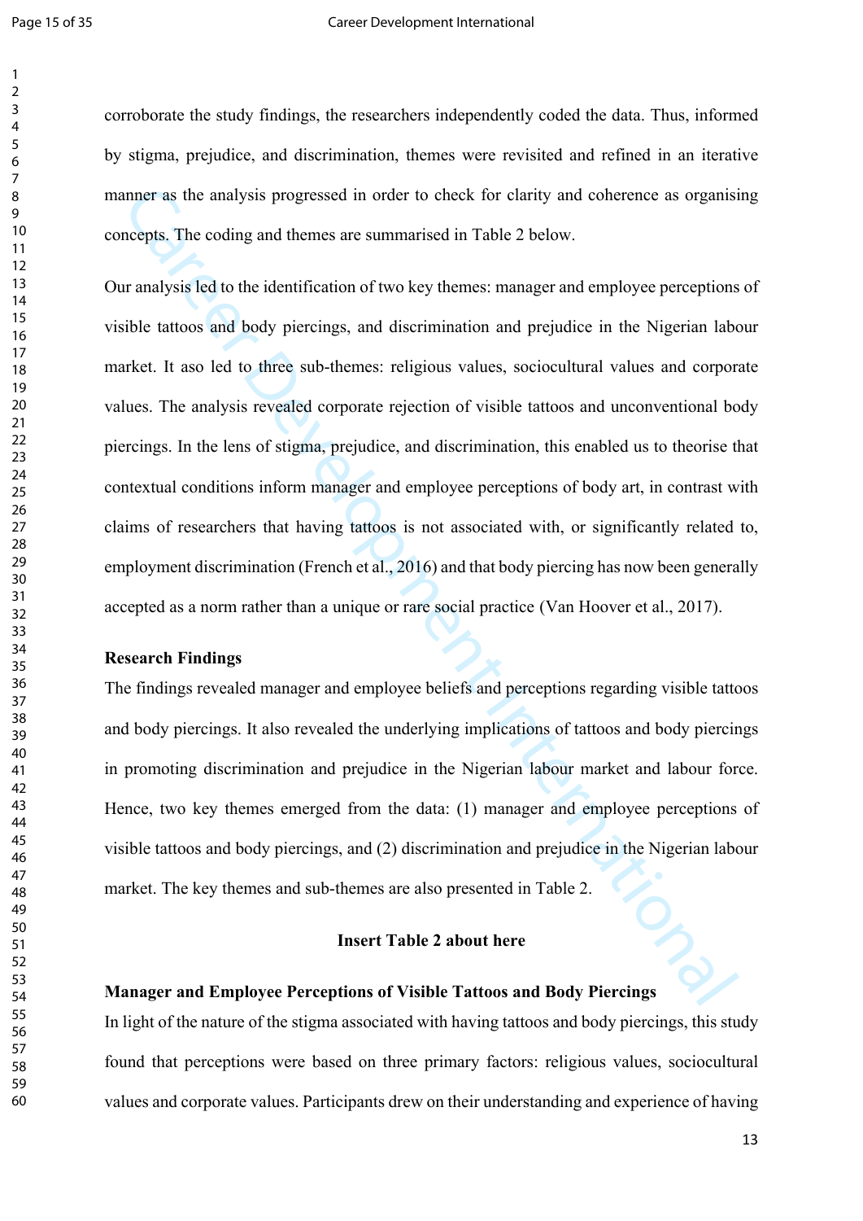corroborate the study findings, the researchers independently coded the data. Thus, informed by stigma, prejudice, and discrimination, themes were revisited and refined in an iterative manner as the analysis progressed in order to check for clarity and coherence as organising concepts. The coding and themes are summarised in Table 2 below.

Our analysis led to the identification of two key themes: manager and employee perceptions of visible tattoos and body piercings, and discrimination and prejudice in the Nigerian labour market. It aso led to three sub-themes: religious values, sociocultural values and corporate values. The analysis revealed corporate rejection of visible tattoos and unconventional body piercings. In the lens of stigma, prejudice, and discrimination, this enabled us to theorise that contextual conditions inform manager and employee perceptions of body art, in contrast with claims of researchers that having tattoos is not associated with, or significantly related to, employment discrimination (French et al., 2016) and that body piercing has now been generally accepted as a norm rather than a unique or rare social practice (Van Hoover et al., 2017).

**Research Findings**

The findings revealed manager and employee beliefs and perceptions regarding visible tattoos and body piercings. It also revealed the underlying implications of tattoos and body piercings in promoting discrimination and prejudice in the Nigerian labour market and labour force. Hence, two key themes emerged from the data: (1) manager and employee perceptions of visible tattoos and body piercings, and (2) discrimination and prejudice in the Nigerian labour market. The key themes and sub-themes are also presented in Table 2.

**Insert Table 2 about here**

**Manager and Employee Perceptions of Visible Tattoos and Body Piercings**

In light of the nature of the stigma associated with having tattoos and body piercings, this study found that perceptions were based on three primary factors: religious values, sociocultural values and corporate values. Participants drew on their understanding and experience of having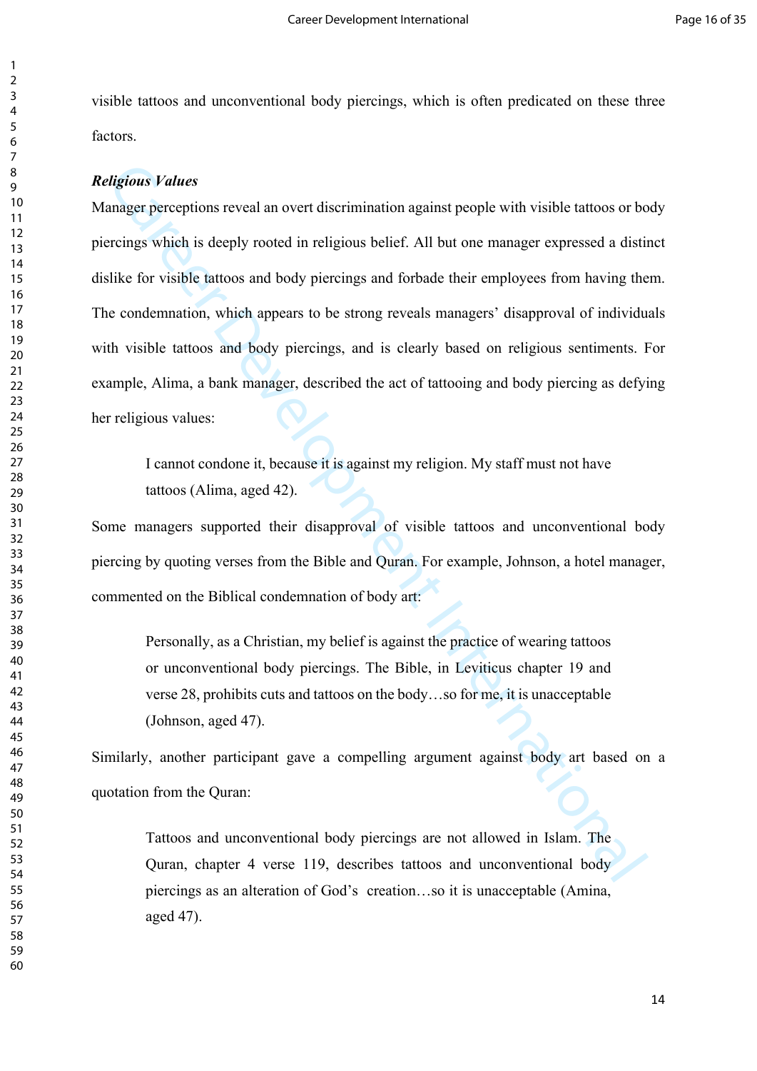visible tattoos and unconventional body piercings, which is often predicated on these three factors.

***Religious Values***

Manager perceptions reveal an overt discrimination against people with visible tattoos or body piercings which is deeply rooted in religious belief. All but one manager expressed a distinct dislike for visible tattoos and body piercings and forbade their employees from having them. The condemnation, which appears to be strong reveals managers' disapproval of individuals with visible tattoos and body piercings, and is clearly based on religious sentiments. For example, Alima, a bank manager, described the act of tattooing and body piercing as defying her religious values:

> I cannot condone it, because it is against my religion. My staff must not have tattoos (Alima, aged 42).

Some managers supported their disapproval of visible tattoos and unconventional body piercing by quoting verses from the Bible and Quran. For example, Johnson, a hotel manager, commented on the Biblical condemnation of body art:

> Personally, as a Christian, my belief is against the practice of wearing tattoos or unconventional body piercings. The Bible, in Leviticus chapter 19 and verse 28, prohibits cuts and tattoos on the body…so for me, it is unacceptable (Johnson, aged 47).

Similarly, another participant gave a compelling argument against body art based on a quotation from the Quran:

> Tattoos and unconventional body piercings are not allowed in Islam. The Quran, chapter 4 verse 119, describes tattoos and unconventional body piercings as an alteration of God's creation…so it is unacceptable (Amina, aged 47).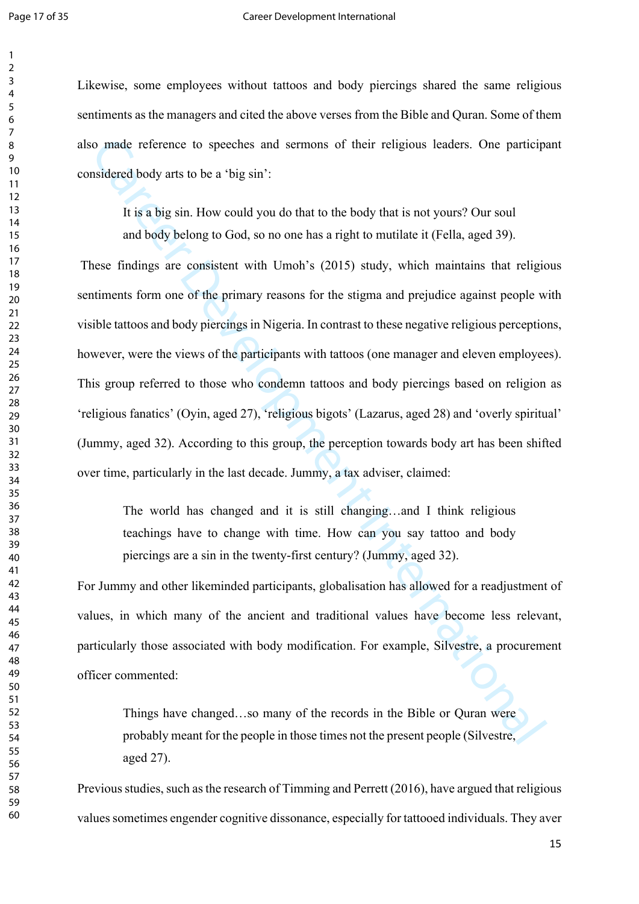Likewise, some employees without tattoos and body piercings shared the same religious sentiments as the managers and cited the above verses from the Bible and Quran. Some of them also made reference to speeches and sermons of their religious leaders. One participant considered body arts to be a 'big sin':

> It is a big sin. How could you do that to the body that is not yours? Our soul and body belong to God, so no one has a right to mutilate it (Fella, aged 39).

These findings are consistent with Umoh's (2015) study, which maintains that religious sentiments form one of the primary reasons for the stigma and prejudice against people with visible tattoos and body piercings in Nigeria. In contrast to these negative religious perceptions, however, were the views of the participants with tattoos (one manager and eleven employees). This group referred to those who condemn tattoos and body piercings based on religion as 'religious fanatics' (Oyin, aged 27), 'religious bigots' (Lazarus, aged 28) and 'overly spiritual' (Jummy, aged 32). According to this group, the perception towards body art has been shifted over time, particularly in the last decade. Jummy, a tax adviser, claimed:

> The world has changed and it is still changing…and I think religious teachings have to change with time. How can you say tattoo and body piercings are a sin in the twenty-first century? (Jummy, aged 32).

For Jummy and other likeminded participants, globalisation has allowed for a readjustment of values, in which many of the ancient and traditional values have become less relevant, particularly those associated with body modification. For example, Silvestre, a procurement officer commented:

> Things have changed…so many of the records in the Bible or Quran were probably meant for the people in those times not the present people (Silvestre, aged 27).

Previous studies, such as the research of Timming and Perrett (2016), have argued that religious values sometimes engender cognitive dissonance, especially for tattooed individuals. They aver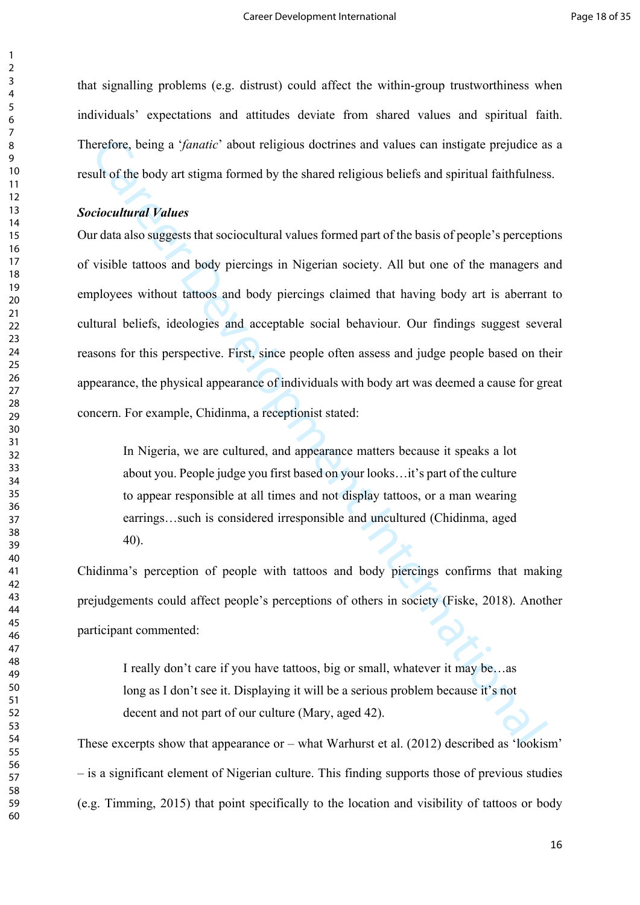that signalling problems (e.g. distrust) could affect the within-group trustworthiness when individuals' expectations and attitudes deviate from shared values and spiritual faith. Therefore, being a '*fanatic*' about religious doctrines and values can instigate prejudice as a result of the body art stigma formed by the shared religious beliefs and spiritual faithfulness.

***Sociocultural Values***

Our data also suggests that sociocultural values formed part of the basis of people's perceptions of visible tattoos and body piercings in Nigerian society. All but one of the managers and employees without tattoos and body piercings claimed that having body art is aberrant to cultural beliefs, ideologies and acceptable social behaviour. Our findings suggest several reasons for this perspective. First, since people often assess and judge people based on their appearance, the physical appearance of individuals with body art was deemed a cause for great concern. For example, Chidinma, a receptionist stated:

> In Nigeria, we are cultured, and appearance matters because it speaks a lot about you. People judge you first based on your looks…it's part of the culture to appear responsible at all times and not display tattoos, or a man wearing earrings…such is considered irresponsible and uncultured (Chidinma, aged 40).

Chidinma's perception of people with tattoos and body piercings confirms that making prejudgements could affect people's perceptions of others in society (Fiske, 2018). Another participant commented:

> I really don't care if you have tattoos, big or small, whatever it may be…as long as I don't see it. Displaying it will be a serious problem because it's not decent and not part of our culture (Mary, aged 42).

These excerpts show that appearance or – what Warhurst et al. (2012) described as 'lookism' – is a significant element of Nigerian culture. This finding supports those of previous studies (e.g. Timming, 2015) that point specifically to the location and visibility of tattoos or body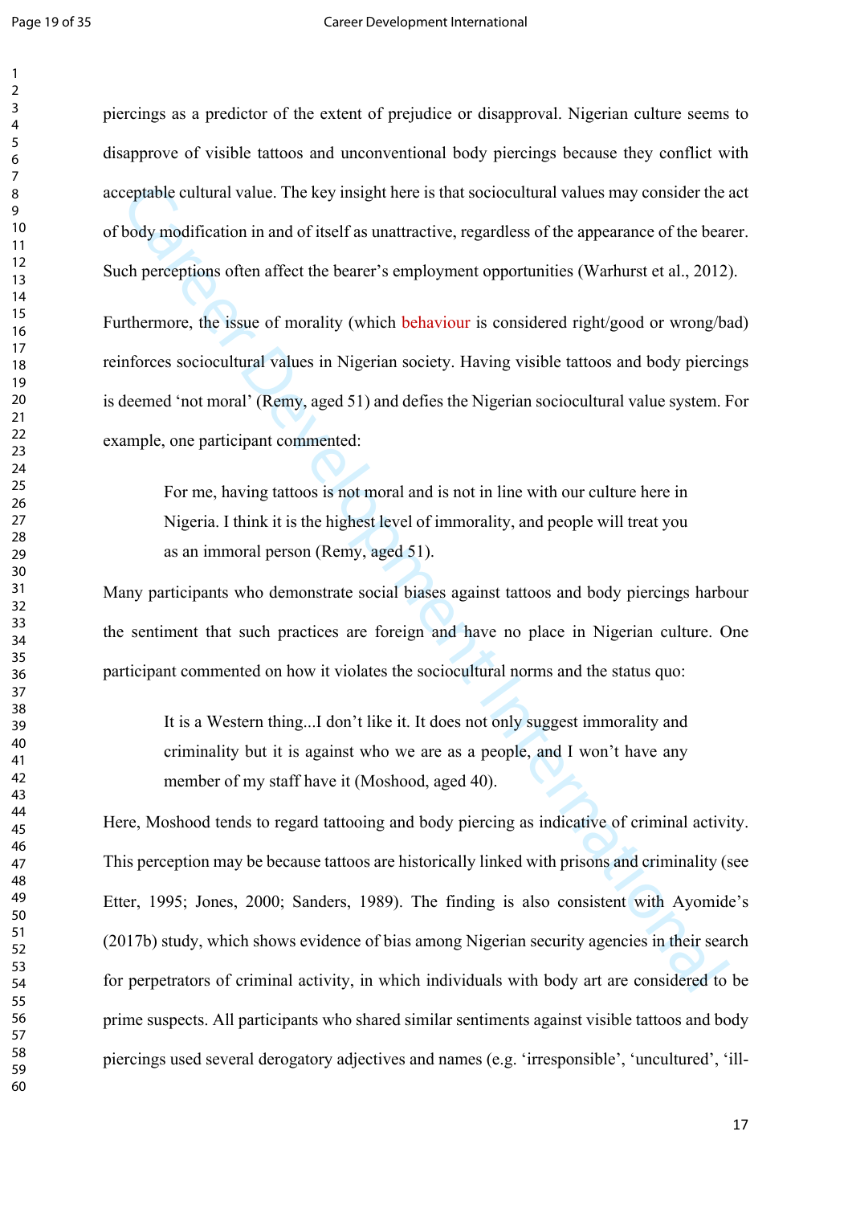piercings as a predictor of the extent of prejudice or disapproval. Nigerian culture seems to disapprove of visible tattoos and unconventional body piercings because they conflict with acceptable cultural value. The key insight here is that sociocultural values may consider the act of body modification in and of itself as unattractive, regardless of the appearance of the bearer. Such perceptions often affect the bearer's employment opportunities (Warhurst et al., 2012).

Furthermore, the issue of morality (which behaviour is considered right/good or wrong/bad) reinforces sociocultural values in Nigerian society. Having visible tattoos and body piercings is deemed 'not moral' (Remy, aged 51) and defies the Nigerian sociocultural value system. For example, one participant commented:

> For me, having tattoos is not moral and is not in line with our culture here in Nigeria. I think it is the highest level of immorality, and people will treat you as an immoral person (Remy, aged 51).

Many participants who demonstrate social biases against tattoos and body piercings harbour the sentiment that such practices are foreign and have no place in Nigerian culture. One participant commented on how it violates the sociocultural norms and the status quo:

> It is a Western thing...I don't like it. It does not only suggest immorality and criminality but it is against who we are as a people, and I won't have any member of my staff have it (Moshood, aged 40).

Here, Moshood tends to regard tattooing and body piercing as indicative of criminal activity. This perception may be because tattoos are historically linked with prisons and criminality (see Etter, 1995; Jones, 2000; Sanders, 1989). The finding is also consistent with Ayomide's (2017b) study, which shows evidence of bias among Nigerian security agencies in their search for perpetrators of criminal activity, in which individuals with body art are considered to be prime suspects. All participants who shared similar sentiments against visible tattoos and body piercings used several derogatory adjectives and names (e.g. 'irresponsible', 'uncultured', 'ill-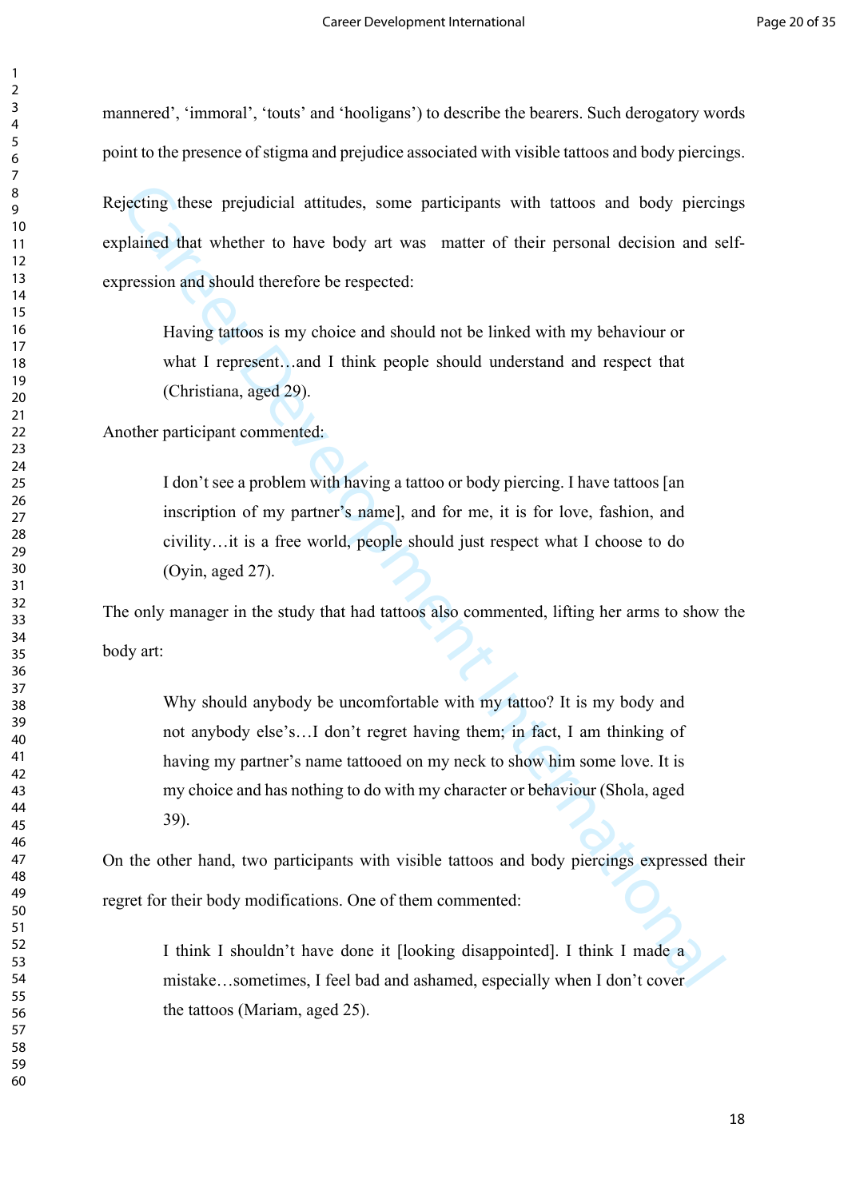mannered', 'immoral', 'touts' and 'hooligans') to describe the bearers. Such derogatory words point to the presence of stigma and prejudice associated with visible tattoos and body piercings.

Rejecting these prejudicial attitudes, some participants with tattoos and body piercings explained that whether to have body art was matter of their personal decision and self-expression and should therefore be respected:

> Having tattoos is my choice and should not be linked with my behaviour or what I represent…and I think people should understand and respect that (Christiana, aged 29).

Another participant commented:

> I don't see a problem with having a tattoo or body piercing. I have tattoos [an inscription of my partner's name], and for me, it is for love, fashion, and civility…it is a free world, people should just respect what I choose to do (Oyin, aged 27).

The only manager in the study that had tattoos also commented, lifting her arms to show the body art:

> Why should anybody be uncomfortable with my tattoo? It is my body and not anybody else's…I don't regret having them; in fact, I am thinking of having my partner's name tattooed on my neck to show him some love. It is my choice and has nothing to do with my character or behaviour (Shola, aged 39).

On the other hand, two participants with visible tattoos and body piercings expressed their regret for their body modifications. One of them commented:

> I think I shouldn't have done it [looking disappointed]. I think I made a mistake…sometimes, I feel bad and ashamed, especially when I don't cover the tattoos (Mariam, aged 25).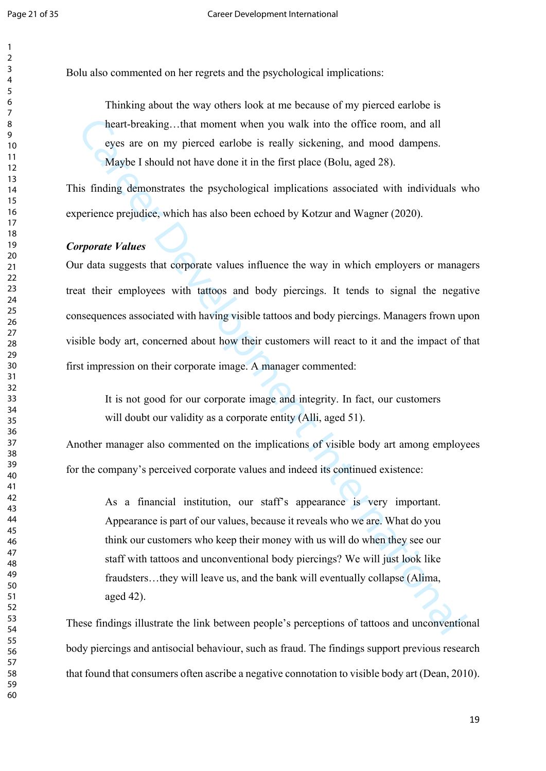Bolu also commented on her regrets and the psychological implications:

> Thinking about the way others look at me because of my pierced earlobe is heart-breaking…that moment when you walk into the office room, and all eyes are on my pierced earlobe is really sickening, and mood dampens. Maybe I should not have done it in the first place (Bolu, aged 28).

This finding demonstrates the psychological implications associated with individuals who experience prejudice, which has also been echoed by Kotzur and Wagner (2020).

***Corporate Values***

Our data suggests that corporate values influence the way in which employers or managers treat their employees with tattoos and body piercings. It tends to signal the negative consequences associated with having visible tattoos and body piercings. Managers frown upon visible body art, concerned about how their customers will react to it and the impact of that first impression on their corporate image. A manager commented:

> It is not good for our corporate image and integrity. In fact, our customers will doubt our validity as a corporate entity (Alli, aged 51).

Another manager also commented on the implications of visible body art among employees for the company's perceived corporate values and indeed its continued existence:

> As a financial institution, our staff's appearance is very important. Appearance is part of our values, because it reveals who we are. What do you think our customers who keep their money with us will do when they see our staff with tattoos and unconventional body piercings? We will just look like fraudsters…they will leave us, and the bank will eventually collapse (Alima, aged 42).

These findings illustrate the link between people's perceptions of tattoos and unconventional body piercings and antisocial behaviour, such as fraud. The findings support previous research that found that consumers often ascribe a negative connotation to visible body art (Dean, 2010).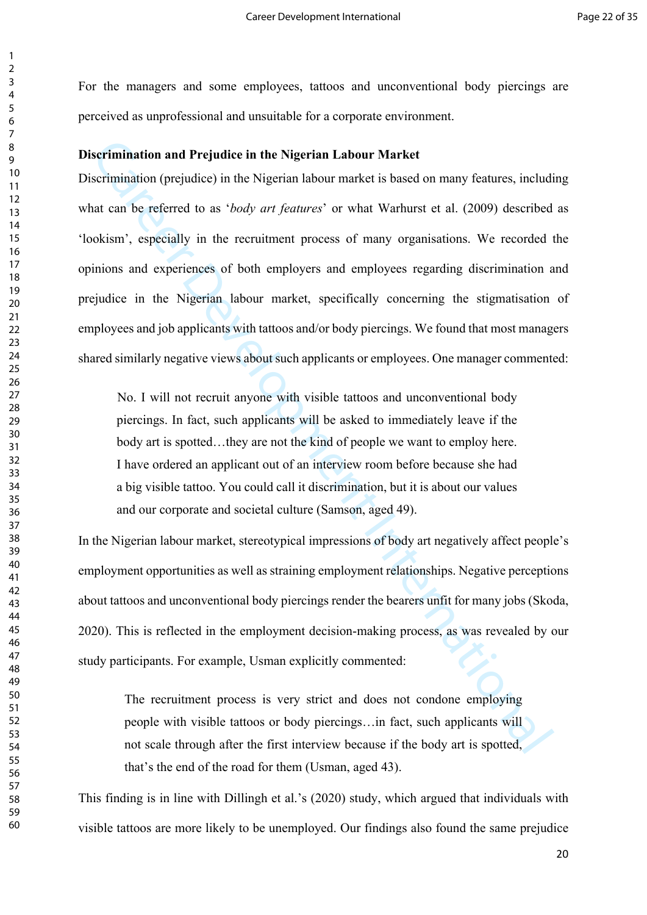For the managers and some employees, tattoos and unconventional body piercings are perceived as unprofessional and unsuitable for a corporate environment.

**Discrimination and Prejudice in the Nigerian Labour Market**

Discrimination (prejudice) in the Nigerian labour market is based on many features, including what can be referred to as '*body art features*' or what Warhurst et al. (2009) described as 'lookism', especially in the recruitment process of many organisations. We recorded the opinions and experiences of both employers and employees regarding discrimination and prejudice in the Nigerian labour market, specifically concerning the stigmatisation of employees and job applicants with tattoos and/or body piercings. We found that most managers shared similarly negative views about such applicants or employees. One manager commented:

> No. I will not recruit anyone with visible tattoos and unconventional body piercings. In fact, such applicants will be asked to immediately leave if the body art is spotted…they are not the kind of people we want to employ here. I have ordered an applicant out of an interview room before because she had a big visible tattoo. You could call it discrimination, but it is about our values and our corporate and societal culture (Samson, aged 49).

In the Nigerian labour market, stereotypical impressions of body art negatively affect people's employment opportunities as well as straining employment relationships. Negative perceptions about tattoos and unconventional body piercings render the bearers unfit for many jobs (Skoda, 2020). This is reflected in the employment decision-making process, as was revealed by our study participants. For example, Usman explicitly commented:

> The recruitment process is very strict and does not condone employing people with visible tattoos or body piercings…in fact, such applicants will not scale through after the first interview because if the body art is spotted, that's the end of the road for them (Usman, aged 43).

This finding is in line with Dillingh et al.'s (2020) study, which argued that individuals with visible tattoos are more likely to be unemployed. Our findings also found the same prejudice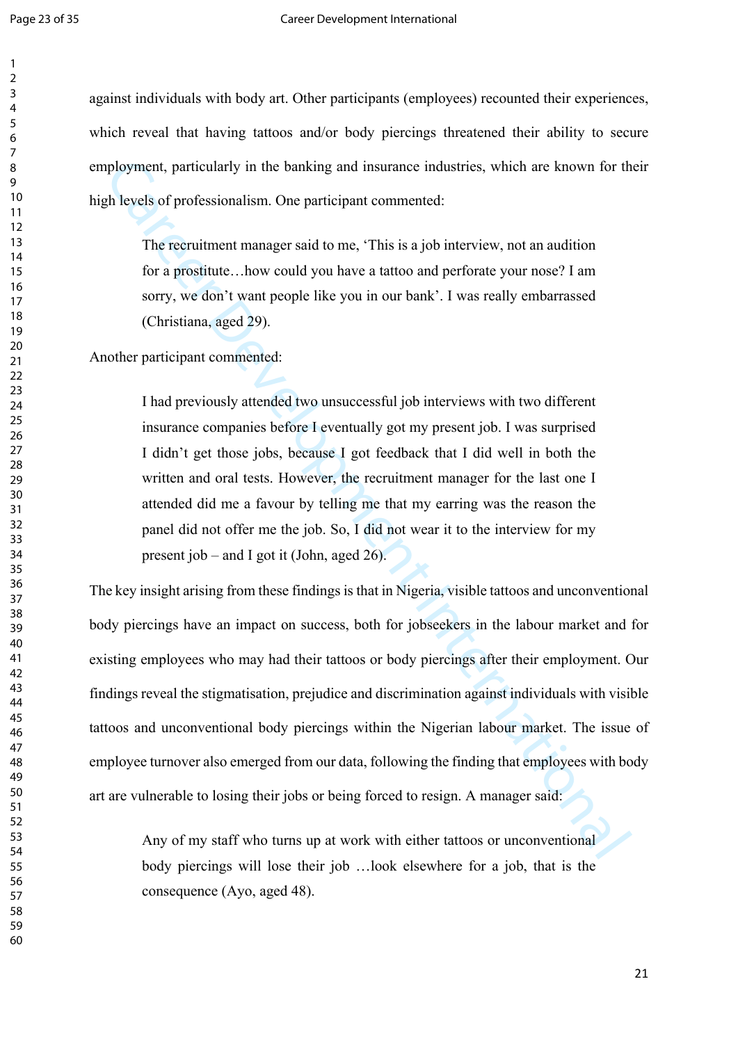against individuals with body art. Other participants (employees) recounted their experiences, which reveal that having tattoos and/or body piercings threatened their ability to secure employment, particularly in the banking and insurance industries, which are known for their high levels of professionalism. One participant commented:

> The recruitment manager said to me, 'This is a job interview, not an audition for a prostitute…how could you have a tattoo and perforate your nose? I am sorry, we don't want people like you in our bank'. I was really embarrassed (Christiana, aged 29).

Another participant commented:

> I had previously attended two unsuccessful job interviews with two different insurance companies before I eventually got my present job. I was surprised I didn't get those jobs, because I got feedback that I did well in both the written and oral tests. However, the recruitment manager for the last one I attended did me a favour by telling me that my earring was the reason the panel did not offer me the job. So, I did not wear it to the interview for my present job – and I got it (John, aged 26).

The key insight arising from these findings is that in Nigeria, visible tattoos and unconventional body piercings have an impact on success, both for jobseekers in the labour market and for existing employees who may had their tattoos or body piercings after their employment. Our findings reveal the stigmatisation, prejudice and discrimination against individuals with visible tattoos and unconventional body piercings within the Nigerian labour market. The issue of employee turnover also emerged from our data, following the finding that employees with body art are vulnerable to losing their jobs or being forced to resign. A manager said:

> Any of my staff who turns up at work with either tattoos or unconventional body piercings will lose their job …look elsewhere for a job, that is the consequence (Ayo, aged 48).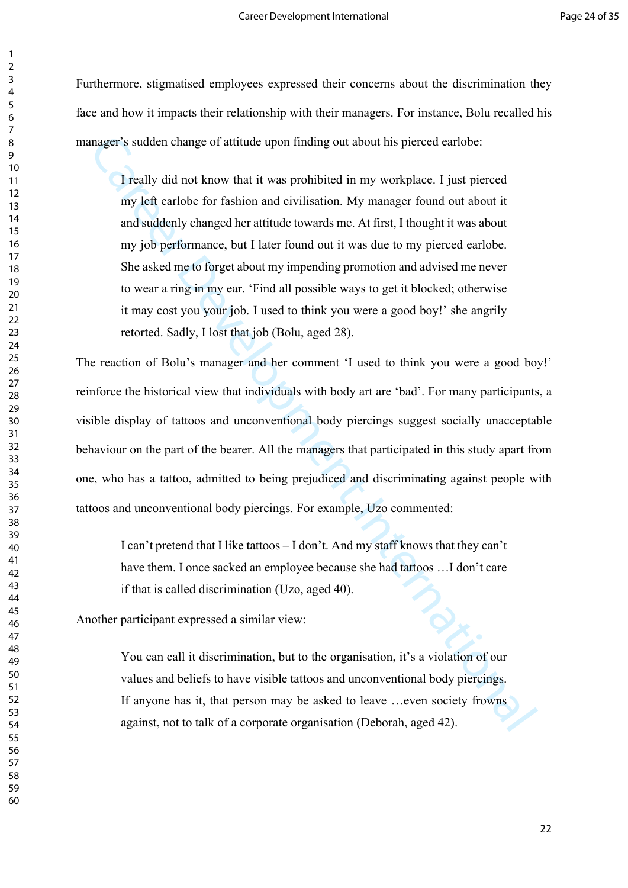Furthermore, stigmatised employees expressed their concerns about the discrimination they face and how it impacts their relationship with their managers. For instance, Bolu recalled his manager's sudden change of attitude upon finding out about his pierced earlobe:

> I really did not know that it was prohibited in my workplace. I just pierced my left earlobe for fashion and civilisation. My manager found out about it and suddenly changed her attitude towards me. At first, I thought it was about my job performance, but I later found out it was due to my pierced earlobe. She asked me to forget about my impending promotion and advised me never to wear a ring in my ear. 'Find all possible ways to get it blocked; otherwise it may cost you your job. I used to think you were a good boy!' she angrily retorted. Sadly, I lost that job (Bolu, aged 28).

The reaction of Bolu's manager and her comment 'I used to think you were a good boy!' reinforce the historical view that individuals with body art are 'bad'. For many participants, a visible display of tattoos and unconventional body piercings suggest socially unacceptable behaviour on the part of the bearer. All the managers that participated in this study apart from one, who has a tattoo, admitted to being prejudiced and discriminating against people with tattoos and unconventional body piercings. For example, Uzo commented:

> I can't pretend that I like tattoos – I don't. And my staff knows that they can't have them. I once sacked an employee because she had tattoos …I don't care if that is called discrimination (Uzo, aged 40).

Another participant expressed a similar view:

> You can call it discrimination, but to the organisation, it's a violation of our values and beliefs to have visible tattoos and unconventional body piercings. If anyone has it, that person may be asked to leave …even society frowns against, not to talk of a corporate organisation (Deborah, aged 42).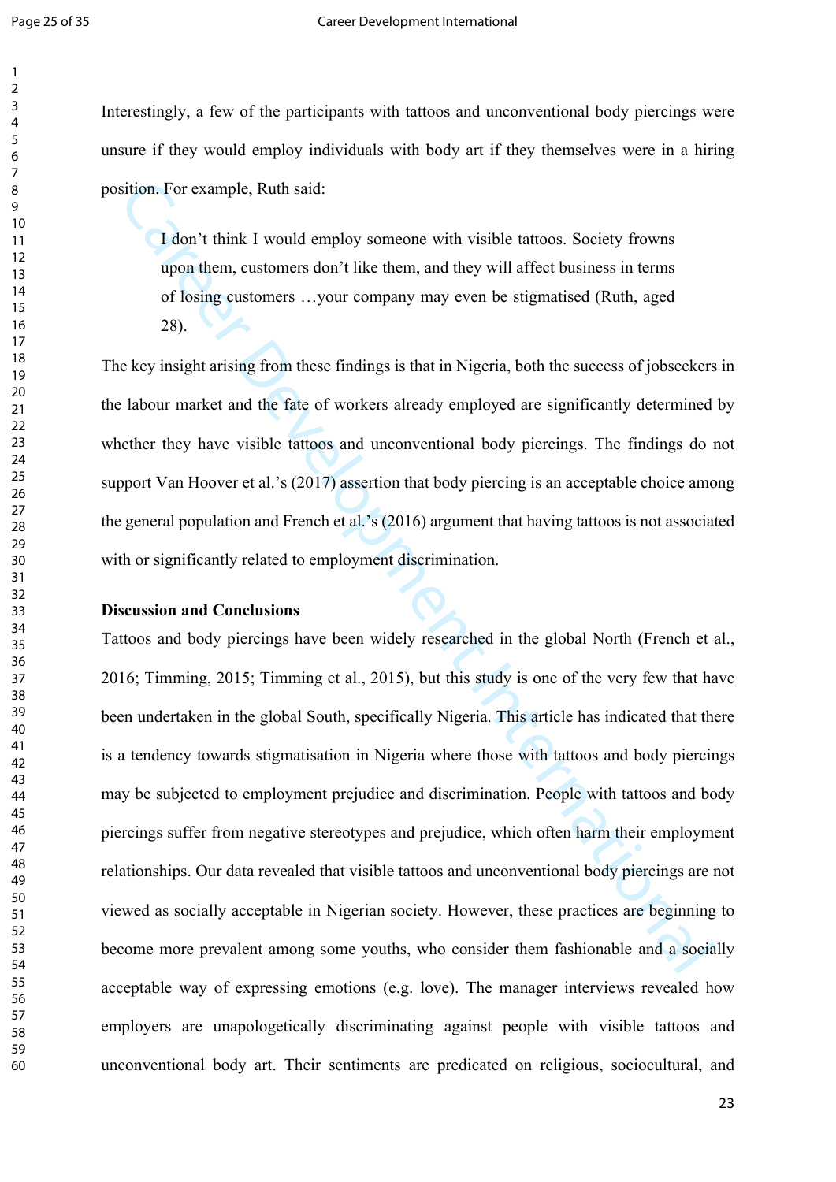Interestingly, a few of the participants with tattoos and unconventional body piercings were unsure if they would employ individuals with body art if they themselves were in a hiring position. For example, Ruth said:

> I don't think I would employ someone with visible tattoos. Society frowns upon them, customers don't like them, and they will affect business in terms of losing customers …your company may even be stigmatised (Ruth, aged 28).

The key insight arising from these findings is that in Nigeria, both the success of jobseekers in the labour market and the fate of workers already employed are significantly determined by whether they have visible tattoos and unconventional body piercings. The findings do not support Van Hoover et al.'s (2017) assertion that body piercing is an acceptable choice among the general population and French et al.'s (2016) argument that having tattoos is not associated with or significantly related to employment discrimination.

## Discussion and Conclusions

Tattoos and body piercings have been widely researched in the global North (French et al., 2016; Timming, 2015; Timming et al., 2015), but this study is one of the very few that have been undertaken in the global South, specifically Nigeria. This article has indicated that there is a tendency towards stigmatisation in Nigeria where those with tattoos and body piercings may be subjected to employment prejudice and discrimination. People with tattoos and body piercings suffer from negative stereotypes and prejudice, which often harm their employment relationships. Our data revealed that visible tattoos and unconventional body piercings are not viewed as socially acceptable in Nigerian society. However, these practices are beginning to become more prevalent among some youths, who consider them fashionable and a socially acceptable way of expressing emotions (e.g. love). The manager interviews revealed how employers are unapologetically discriminating against people with visible tattoos and unconventional body art. Their sentiments are predicated on religious, sociocultural, and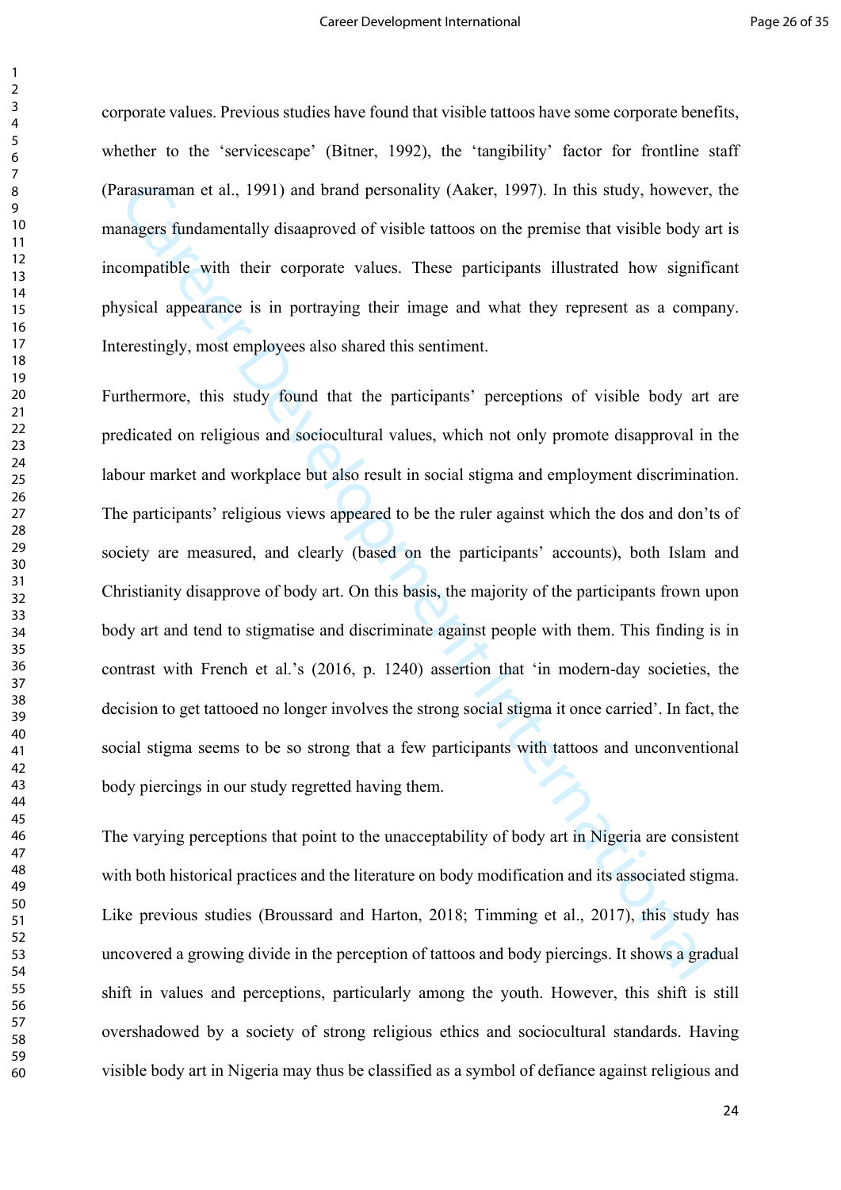corporate values. Previous studies have found that visible tattoos have some corporate benefits, whether to the 'servicescape' (Bitner, 1992), the 'tangibility' factor for frontline staff (Parasuraman et al., 1991) and brand personality (Aaker, 1997). In this study, however, the managers fundamentally disaaproved of visible tattoos on the premise that visible body art is incompatible with their corporate values. These participants illustrated how significant physical appearance is in portraying their image and what they represent as a company. Interestingly, most employees also shared this sentiment.

Furthermore, this study found that the participants' perceptions of visible body art are predicated on religious and sociocultural values, which not only promote disapproval in the labour market and workplace but also result in social stigma and employment discrimination. The participants' religious views appeared to be the ruler against which the dos and don'ts of society are measured, and clearly (based on the participants' accounts), both Islam and Christianity disapprove of body art. On this basis, the majority of the participants frown upon body art and tend to stigmatise and discriminate against people with them. This finding is in contrast with French et al.'s (2016, p. 1240) assertion that 'in modern-day societies, the decision to get tattooed no longer involves the strong social stigma it once carried'. In fact, the social stigma seems to be so strong that a few participants with tattoos and unconventional body piercings in our study regretted having them.

The varying perceptions that point to the unacceptability of body art in Nigeria are consistent with both historical practices and the literature on body modification and its associated stigma. Like previous studies (Broussard and Harton, 2018; Timming et al., 2017), this study has uncovered a growing divide in the perception of tattoos and body piercings. It shows a gradual shift in values and perceptions, particularly among the youth. However, this shift is still overshadowed by a society of strong religious ethics and sociocultural standards. Having visible body art in Nigeria may thus be classified as a symbol of defiance against religious and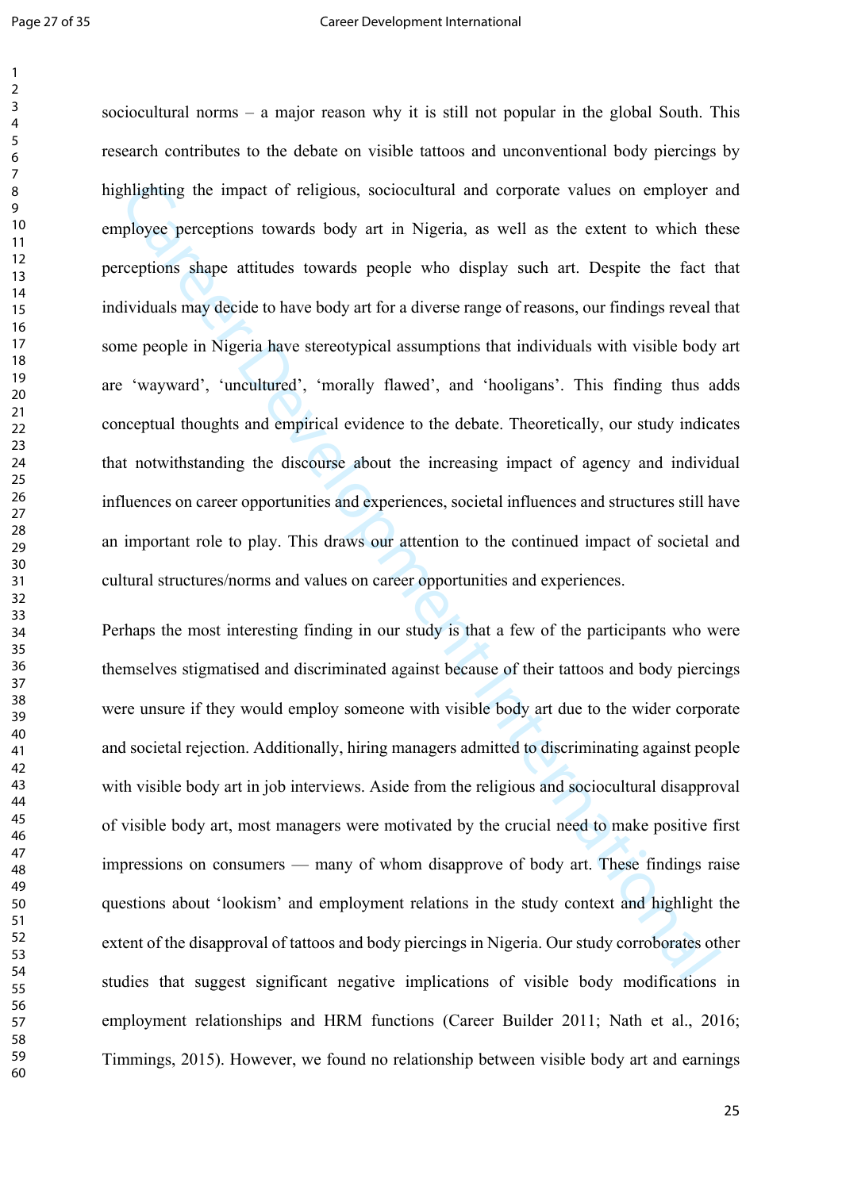sociocultural norms – a major reason why it is still not popular in the global South. This research contributes to the debate on visible tattoos and unconventional body piercings by highlighting the impact of religious, sociocultural and corporate values on employer and employee perceptions towards body art in Nigeria, as well as the extent to which these perceptions shape attitudes towards people who display such art. Despite the fact that individuals may decide to have body art for a diverse range of reasons, our findings reveal that some people in Nigeria have stereotypical assumptions that individuals with visible body art are 'wayward', 'uncultured', 'morally flawed', and 'hooligans'. This finding thus adds conceptual thoughts and empirical evidence to the debate. Theoretically, our study indicates that notwithstanding the discourse about the increasing impact of agency and individual influences on career opportunities and experiences, societal influences and structures still have an important role to play. This draws our attention to the continued impact of societal and cultural structures/norms and values on career opportunities and experiences.

Perhaps the most interesting finding in our study is that a few of the participants who were themselves stigmatised and discriminated against because of their tattoos and body piercings were unsure if they would employ someone with visible body art due to the wider corporate and societal rejection. Additionally, hiring managers admitted to discriminating against people with visible body art in job interviews. Aside from the religious and sociocultural disapproval of visible body art, most managers were motivated by the crucial need to make positive first impressions on consumers — many of whom disapprove of body art. These findings raise questions about 'lookism' and employment relations in the study context and highlight the extent of the disapproval of tattoos and body piercings in Nigeria. Our study corroborates other studies that suggest significant negative implications of visible body modifications in employment relationships and HRM functions (Career Builder 2011; Nath et al., 2016; Timmings, 2015). However, we found no relationship between visible body art and earnings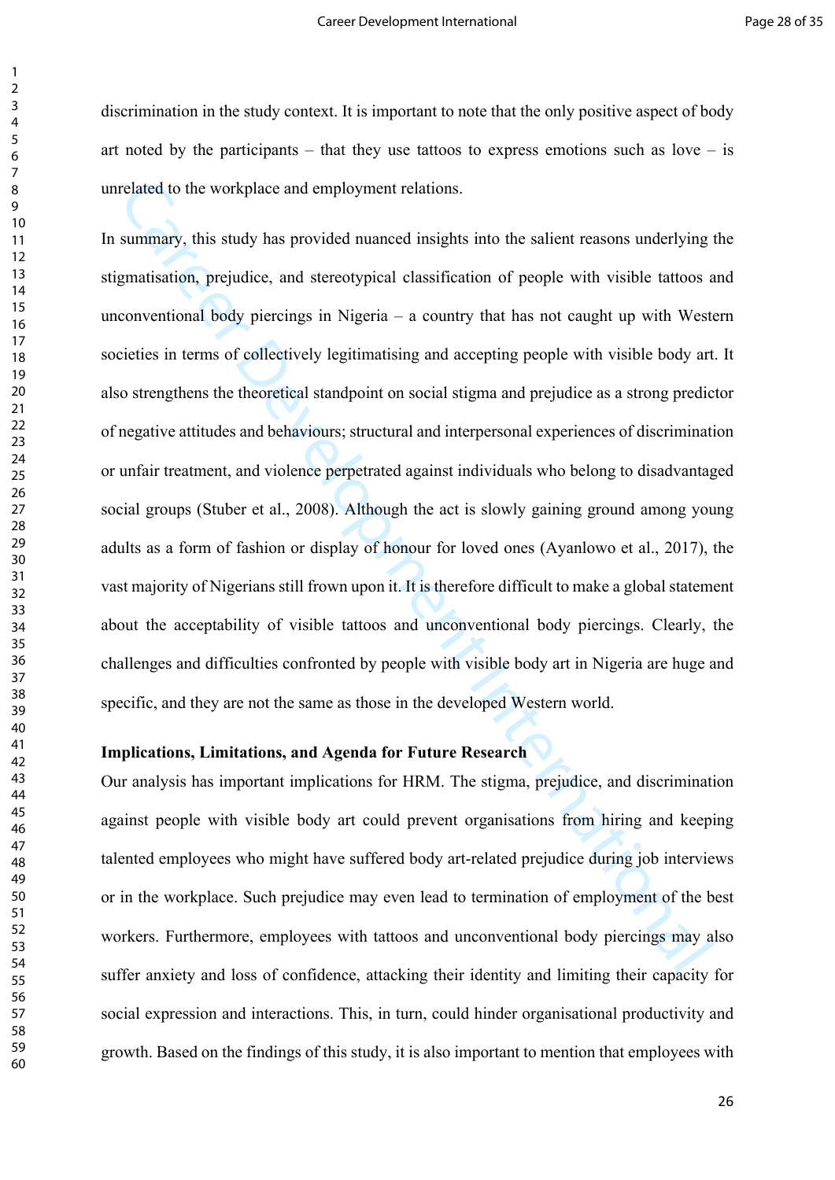discrimination in the study context. It is important to note that the only positive aspect of body art noted by the participants – that they use tattoos to express emotions such as love – is unrelated to the workplace and employment relations.

In summary, this study has provided nuanced insights into the salient reasons underlying the stigmatisation, prejudice, and stereotypical classification of people with visible tattoos and unconventional body piercings in Nigeria – a country that has not caught up with Western societies in terms of collectively legitimatising and accepting people with visible body art. It also strengthens the theoretical standpoint on social stigma and prejudice as a strong predictor of negative attitudes and behaviours; structural and interpersonal experiences of discrimination or unfair treatment, and violence perpetrated against individuals who belong to disadvantaged social groups (Stuber et al., 2008). Although the act is slowly gaining ground among young adults as a form of fashion or display of honour for loved ones (Ayanlowo et al., 2017), the vast majority of Nigerians still frown upon it. It is therefore difficult to make a global statement about the acceptability of visible tattoos and unconventional body piercings. Clearly, the challenges and difficulties confronted by people with visible body art in Nigeria are huge and specific, and they are not the same as those in the developed Western world.

**Implications, Limitations, and Agenda for Future Research**

Our analysis has important implications for HRM. The stigma, prejudice, and discrimination against people with visible body art could prevent organisations from hiring and keeping talented employees who might have suffered body art-related prejudice during job interviews or in the workplace. Such prejudice may even lead to termination of employment of the best workers. Furthermore, employees with tattoos and unconventional body piercings may also suffer anxiety and loss of confidence, attacking their identity and limiting their capacity for social expression and interactions. This, in turn, could hinder organisational productivity and growth. Based on the findings of this study, it is also important to mention that employees with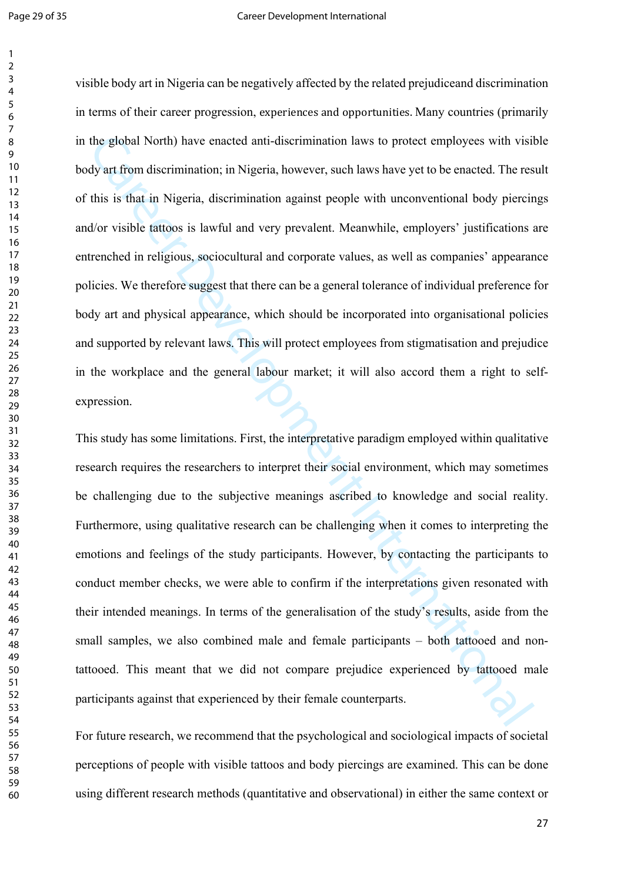visible body art in Nigeria can be negatively affected by the related prejudiceand discrimination in terms of their career progression, experiences and opportunities. Many countries (primarily in the global North) have enacted anti-discrimination laws to protect employees with visible body art from discrimination; in Nigeria, however, such laws have yet to be enacted. The result of this is that in Nigeria, discrimination against people with unconventional body piercings and/or visible tattoos is lawful and very prevalent. Meanwhile, employers' justifications are entrenched in religious, sociocultural and corporate values, as well as companies' appearance policies. We therefore suggest that there can be a general tolerance of individual preference for body art and physical appearance, which should be incorporated into organisational policies and supported by relevant laws. This will protect employees from stigmatisation and prejudice in the workplace and the general labour market; it will also accord them a right to self-expression.

This study has some limitations. First, the interpretative paradigm employed within qualitative research requires the researchers to interpret their social environment, which may sometimes be challenging due to the subjective meanings ascribed to knowledge and social reality. Furthermore, using qualitative research can be challenging when it comes to interpreting the emotions and feelings of the study participants. However, by contacting the participants to conduct member checks, we were able to confirm if the interpretations given resonated with their intended meanings. In terms of the generalisation of the study's results, aside from the small samples, we also combined male and female participants – both tattooed and non-tattooed. This meant that we did not compare prejudice experienced by tattooed male participants against that experienced by their female counterparts.

For future research, we recommend that the psychological and sociological impacts of societal perceptions of people with visible tattoos and body piercings are examined. This can be done using different research methods (quantitative and observational) in either the same context or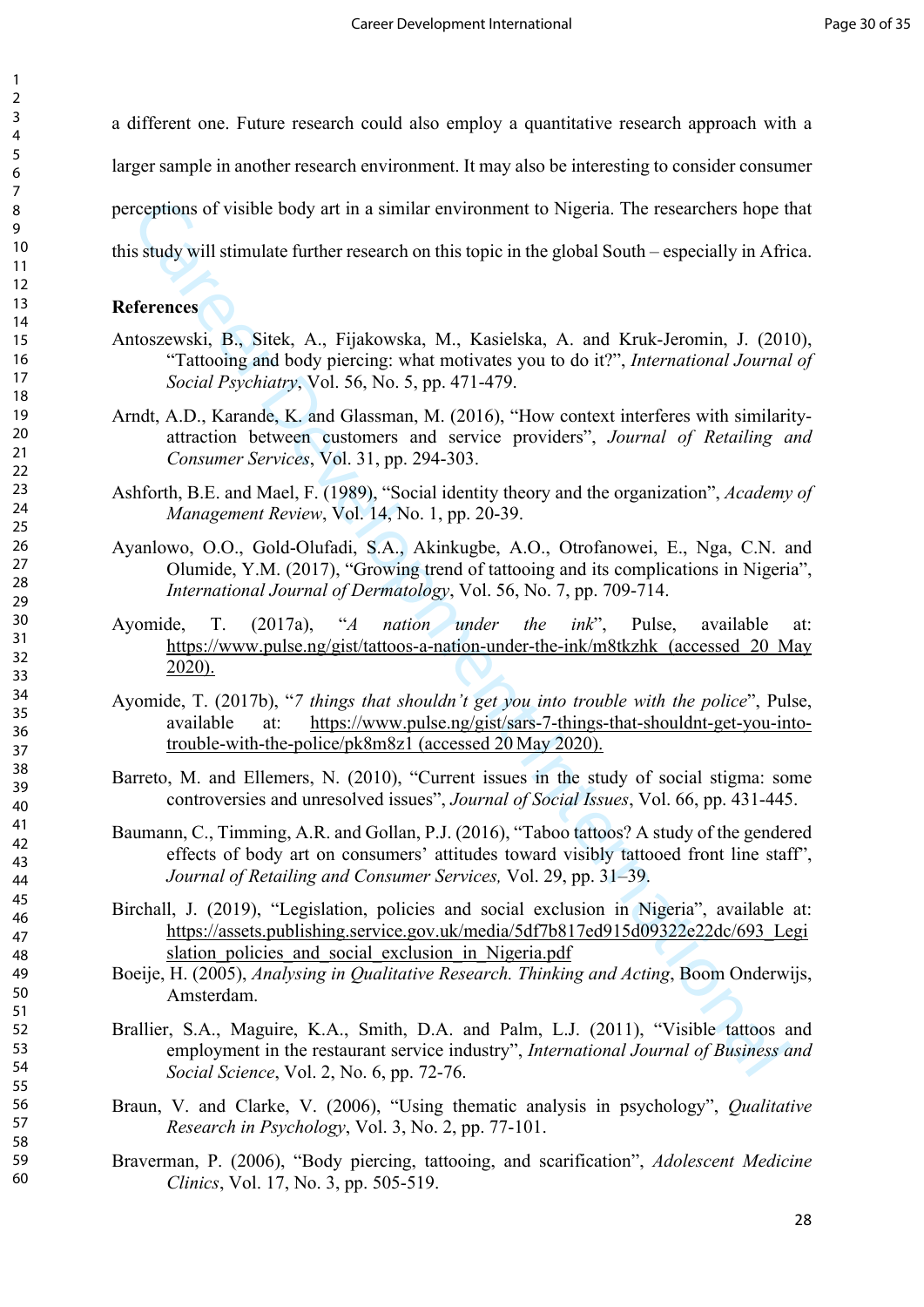a different one. Future research could also employ a quantitative research approach with a larger sample in another research environment. It may also be interesting to consider consumer perceptions of visible body art in a similar environment to Nigeria. The researchers hope that this study will stimulate further research on this topic in the global South – especially in Africa.

## References

Antoszewski, B., Sitek, A., Fijakowska, M., Kasielska, A. and Kruk-Jeromin, J. (2010), "Tattooing and body piercing: what motivates you to do it?", *International Journal of Social Psychiatry*, Vol. 56, No. 5, pp. 471-479.

Arndt, A.D., Karande, K. and Glassman, M. (2016), "How context interferes with similarity-attraction between customers and service providers", *Journal of Retailing and Consumer Services*, Vol. 31, pp. 294-303.

Ashforth, B.E. and Mael, F. (1989), "Social identity theory and the organization", *Academy of Management Review*, Vol. 14, No. 1, pp. 20-39.

Ayanlowo, O.O., Gold-Olufadi, S.A., Akinkugbe, A.O., Otrofanowei, E., Nga, C.N. and Olumide, Y.M. (2017), "Growing trend of tattooing and its complications in Nigeria", *International Journal of Dermatology*, Vol. 56, No. 7, pp. 709-714.

Ayomide, T. (2017a), "*A nation under the ink*", Pulse, available at: https://www.pulse.ng/gist/tattoos-a-nation-under-the-ink/m8tkzhk (accessed 20 May 2020).

Ayomide, T. (2017b), "*7 things that shouldn't get you into trouble with the police*", Pulse, available at: https://www.pulse.ng/gist/sars-7-things-that-shouldnt-get-you-into-trouble-with-the-police/pk8m8z1 (accessed 20 May 2020).

Barreto, M. and Ellemers, N. (2010), "Current issues in the study of social stigma: some controversies and unresolved issues", *Journal of Social Issues*, Vol. 66, pp. 431-445.

Baumann, C., Timming, A.R. and Gollan, P.J. (2016), "Taboo tattoos? A study of the gendered effects of body art on consumers' attitudes toward visibly tattooed front line staff", *Journal of Retailing and Consumer Services,* Vol. 29, pp. 31–39.

Birchall, J. (2019), "Legislation, policies and social exclusion in Nigeria", available at: https://assets.publishing.service.gov.uk/media/5df7b817ed915d09322e22dc/693_Legislation_policies_and_social_exclusion_in_Nigeria.pdf

Boeije, H. (2005), *Analysing in Qualitative Research. Thinking and Acting*, Boom Onderwijs, Amsterdam.

Brallier, S.A., Maguire, K.A., Smith, D.A. and Palm, L.J. (2011), "Visible tattoos and employment in the restaurant service industry", *International Journal of Business and Social Science*, Vol. 2, No. 6, pp. 72-76.

Braun, V. and Clarke, V. (2006), "Using thematic analysis in psychology", *Qualitative Research in Psychology*, Vol. 3, No. 2, pp. 77-101.

Braverman, P. (2006), "Body piercing, tattooing, and scarification", *Adolescent Medicine Clinics*, Vol. 17, No. 3, pp. 505-519.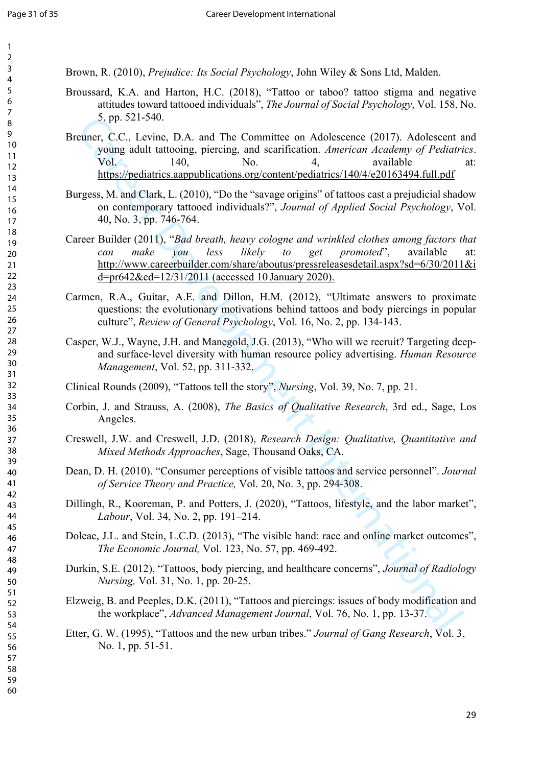Brown, R. (2010), *Prejudice: Its Social Psychology*, John Wiley & Sons Ltd, Malden.

Broussard, K.A. and Harton, H.C. (2018), "Tattoo or taboo? tattoo stigma and negative attitudes toward tattooed individuals", *The Journal of Social Psychology*, Vol. 158, No. 5, pp. 521-540.

Breuner, C.C., Levine, D.A. and The Committee on Adolescence (2017). Adolescent and young adult tattooing, piercing, and scarification. *American Academy of Pediatrics*. Vol. 140, No. 4, available at: https://pediatrics.aappublications.org/content/pediatrics/140/4/e20163494.full.pdf

Burgess, M. and Clark, L. (2010), "Do the "savage origins" of tattoos cast a prejudicial shadow on contemporary tattooed individuals?", *Journal of Applied Social Psychology*, Vol. 40, No. 3, pp. 746-764.

Career Builder (2011), "*Bad breath, heavy cologne and wrinkled clothes among factors that can make you less likely to get promoted*", available at: http://www.careerbuilder.com/share/aboutus/pressreleasesdetail.aspx?sd=6/30/2011&id=pr642&ed=12/31/2011 (accessed 10 January 2020).

Carmen, R.A., Guitar, A.E. and Dillon, H.M. (2012), "Ultimate answers to proximate questions: the evolutionary motivations behind tattoos and body piercings in popular culture", *Review of General Psychology*, Vol. 16, No. 2, pp. 134-143.

Casper, W.J., Wayne, J.H. and Manegold, J.G. (2013), "Who will we recruit? Targeting deep- and surface-level diversity with human resource policy advertising. *Human Resource Management*, Vol. 52, pp. 311-332.

Clinical Rounds (2009), "Tattoos tell the story", *Nursing*, Vol. 39, No. 7, pp. 21.

Corbin, J. and Strauss, A. (2008), *The Basics of Qualitative Research*, 3rd ed., Sage, Los Angeles.

Creswell, J.W. and Creswell, J.D. (2018), *Research Design: Qualitative, Quantitative and Mixed Methods Approaches*, Sage, Thousand Oaks, CA.

Dean, D. H. (2010). "Consumer perceptions of visible tattoos and service personnel". *Journal of Service Theory and Practice,* Vol. 20, No. 3, pp. 294-308.

Dillingh, R., Kooreman, P. and Potters, J. (2020), "Tattoos, lifestyle, and the labor market", *Labour*, Vol. 34, No. 2, pp. 191–214.

Doleac, J.L. and Stein, L.C.D. (2013), "The visible hand: race and online market outcomes", *The Economic Journal,* Vol. 123, No. 57, pp. 469-492.

Durkin, S.E. (2012), "Tattoos, body piercing, and healthcare concerns", *Journal of Radiology Nursing,* Vol. 31, No. 1, pp. 20-25.

Elzweig, B. and Peeples, D.K. (2011), "Tattoos and piercings: issues of body modification and the workplace", *Advanced Management Journal*, Vol. 76, No. 1, pp. 13-37.

Etter, G. W. (1995), "Tattoos and the new urban tribes." *Journal of Gang Research*, Vol. 3, No. 1, pp. 51-51.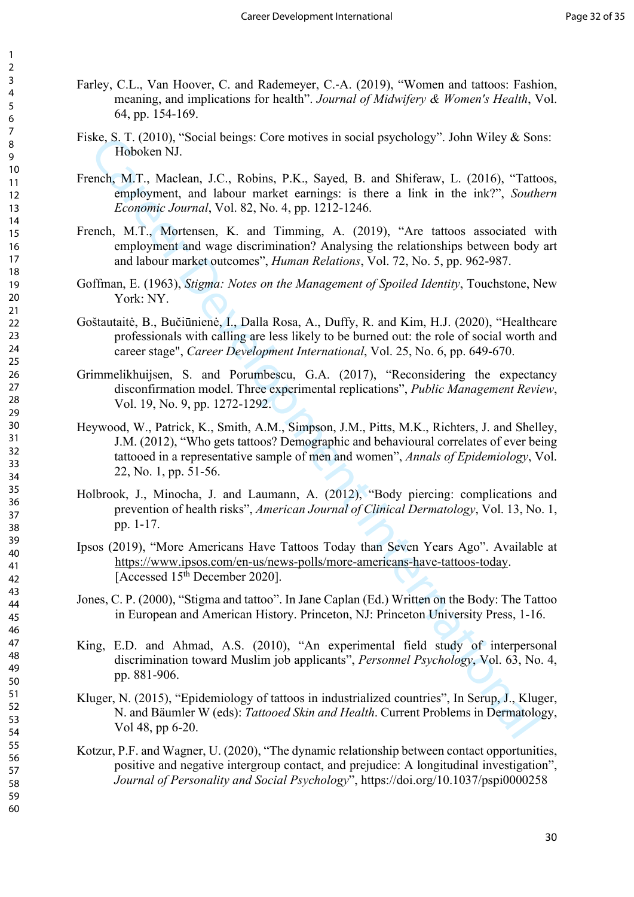Farley, C.L., Van Hoover, C. and Rademeyer, C.-A. (2019), "Women and tattoos: Fashion, meaning, and implications for health". *Journal of Midwifery & Women's Health*, Vol. 64, pp. 154-169.

Fiske, S. T. (2010), "Social beings: Core motives in social psychology". John Wiley & Sons: Hoboken NJ.

French, M.T., Maclean, J.C., Robins, P.K., Sayed, B. and Shiferaw, L. (2016), "Tattoos, employment, and labour market earnings: is there a link in the ink?", *Southern Economic Journal*, Vol. 82, No. 4, pp. 1212-1246.

French, M.T., Mortensen, K. and Timming, A. (2019), "Are tattoos associated with employment and wage discrimination? Analysing the relationships between body art and labour market outcomes", *Human Relations*, Vol. 72, No. 5, pp. 962-987.

Goffman, E. (1963), *Stigma: Notes on the Management of Spoiled Identity*, Touchstone, New York: NY.

Goštautaitė, B., Bučiūnienė, I., Dalla Rosa, A., Duffy, R. and Kim, H.J. (2020), "Healthcare professionals with calling are less likely to be burned out: the role of social worth and career stage", *Career Development International*, Vol. 25, No. 6, pp. 649-670.

Grimmelikhuijsen, S. and Porumbescu, G.A. (2017), "Reconsidering the expectancy disconfirmation model. Three experimental replications", *Public Management Review*, Vol. 19, No. 9, pp. 1272-1292.

Heywood, W., Patrick, K., Smith, A.M., Simpson, J.M., Pitts, M.K., Richters, J. and Shelley, J.M. (2012), "Who gets tattoos? Demographic and behavioural correlates of ever being tattooed in a representative sample of men and women", *Annals of Epidemiology*, Vol. 22, No. 1, pp. 51-56.

Holbrook, J., Minocha, J. and Laumann, A. (2012), "Body piercing: complications and prevention of health risks", *American Journal of Clinical Dermatology*, Vol. 13, No. 1, pp. 1-17.

Ipsos (2019), "More Americans Have Tattoos Today than Seven Years Ago". Available at https://www.ipsos.com/en-us/news-polls/more-americans-have-tattoos-today. [Accessed 15th December 2020].

Jones, C. P. (2000), "Stigma and tattoo". In Jane Caplan (Ed.) Written on the Body: The Tattoo in European and American History. Princeton, NJ: Princeton University Press, 1-16.

King, E.D. and Ahmad, A.S. (2010), "An experimental field study of interpersonal discrimination toward Muslim job applicants", *Personnel Psychology*, Vol. 63, No. 4, pp. 881-906.

Kluger, N. (2015), "Epidemiology of tattoos in industrialized countries", In Serup, J., Kluger, N. and Bäumler W (eds): *Tattooed Skin and Health*. Current Problems in Dermatology, Vol 48, pp 6-20.

Kotzur, P.F. and Wagner, U. (2020), "The dynamic relationship between contact opportunities, positive and negative intergroup contact, and prejudice: A longitudinal investigation", *Journal of Personality and Social Psychology*", https://doi.org/10.1037/pspi0000258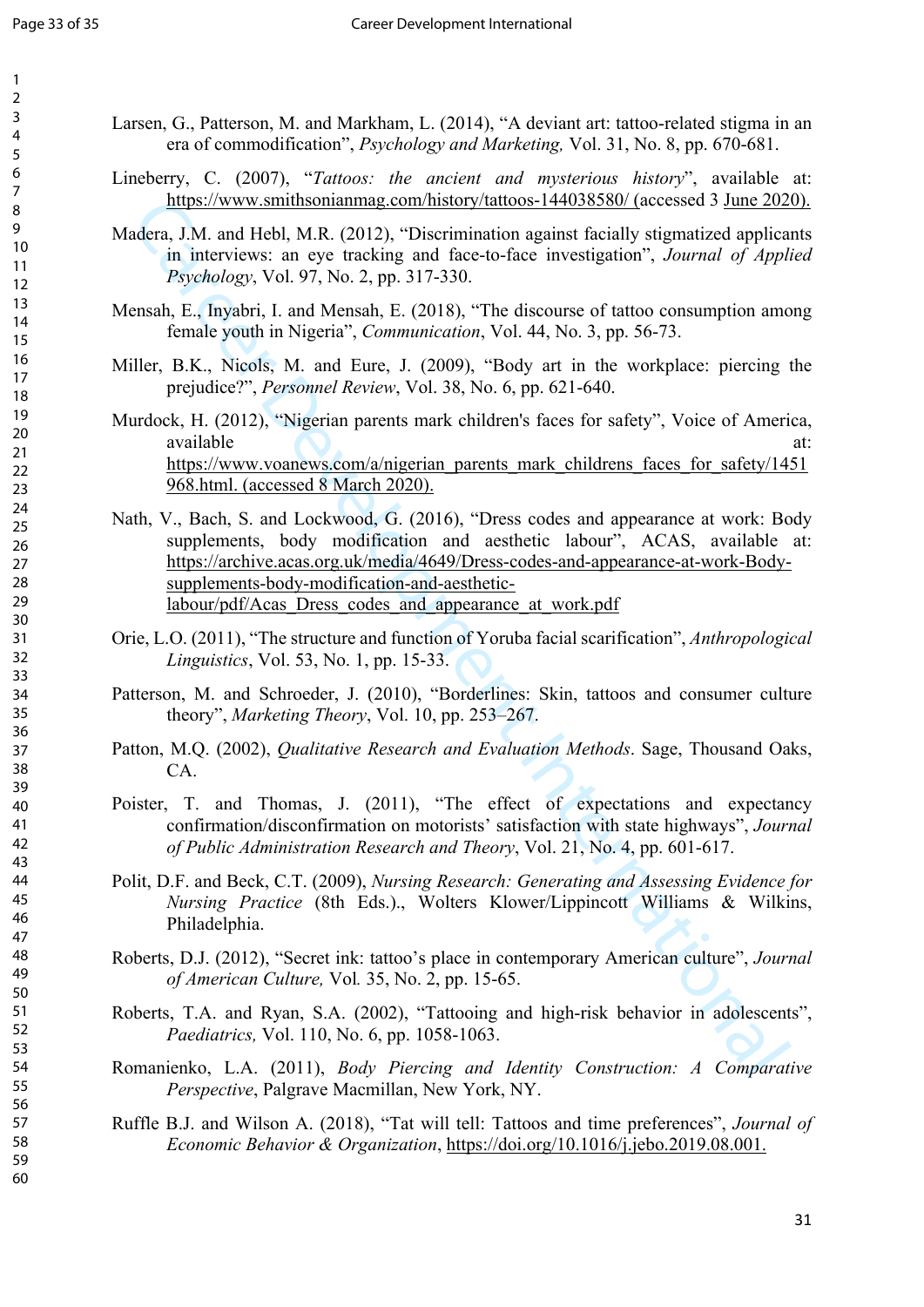Larsen, G., Patterson, M. and Markham, L. (2014), "A deviant art: tattoo-related stigma in an era of commodification", *Psychology and Marketing,* Vol. 31, No. 8, pp. 670-681.

Lineberry, C. (2007), "*Tattoos: the ancient and mysterious history*", available at: https://www.smithsonianmag.com/history/tattoos-144038580/ (accessed 3 June 2020).

Madera, J.M. and Hebl, M.R. (2012), "Discrimination against facially stigmatized applicants in interviews: an eye tracking and face-to-face investigation", *Journal of Applied Psychology*, Vol. 97, No. 2, pp. 317-330.

Mensah, E., Inyabri, I. and Mensah, E. (2018), "The discourse of tattoo consumption among female youth in Nigeria", *Communication*, Vol. 44, No. 3, pp. 56-73.

Miller, B.K., Nicols, M. and Eure, J. (2009), "Body art in the workplace: piercing the prejudice?", *Personnel Review*, Vol. 38, No. 6, pp. 621-640.

Murdock, H. (2012), "Nigerian parents mark children's faces for safety", Voice of America, available at: https://www.voanews.com/a/nigerian_parents_mark_childrens_faces_for_safety/1451968.html. (accessed 8 March 2020).

Nath, V., Bach, S. and Lockwood, G. (2016), "Dress codes and appearance at work: Body supplements, body modification and aesthetic labour", ACAS, available at: https://archive.acas.org.uk/media/4649/Dress-codes-and-appearance-at-work-Body-supplements-body-modification-and-aesthetic-labour/pdf/Acas_Dress_codes_and_appearance_at_work.pdf

Orie, L.O. (2011), "The structure and function of Yoruba facial scarification", *Anthropological Linguistics*, Vol. 53, No. 1, pp. 15-33.

Patterson, M. and Schroeder, J. (2010), "Borderlines: Skin, tattoos and consumer culture theory", *Marketing Theory*, Vol. 10, pp. 253–267.

Patton, M.Q. (2002), *Qualitative Research and Evaluation Methods*. Sage, Thousand Oaks, CA.

Poister, T. and Thomas, J. (2011), "The effect of expectations and expectancy confirmation/disconfirmation on motorists' satisfaction with state highways", *Journal of Public Administration Research and Theory*, Vol. 21, No. 4, pp. 601-617.

Polit, D.F. and Beck, C.T. (2009), *Nursing Research: Generating and Assessing Evidence for Nursing Practice* (8th Eds.)., Wolters Klower/Lippincott Williams & Wilkins, Philadelphia.

Roberts, D.J. (2012), "Secret ink: tattoo's place in contemporary American culture", *Journal of American Culture,* Vol*.* 35, No. 2, pp. 15-65.

Roberts, T.A. and Ryan, S.A. (2002), "Tattooing and high-risk behavior in adolescents", *Paediatrics,* Vol. 110, No. 6, pp. 1058-1063.

Romanienko, L.A. (2011), *Body Piercing and Identity Construction: A Comparative Perspective*, Palgrave Macmillan, New York, NY.

Ruffle B.J. and Wilson A. (2018), "Tat will tell: Tattoos and time preferences", *Journal of Economic Behavior & Organization*, https://doi.org/10.1016/j.jebo.2019.08.001.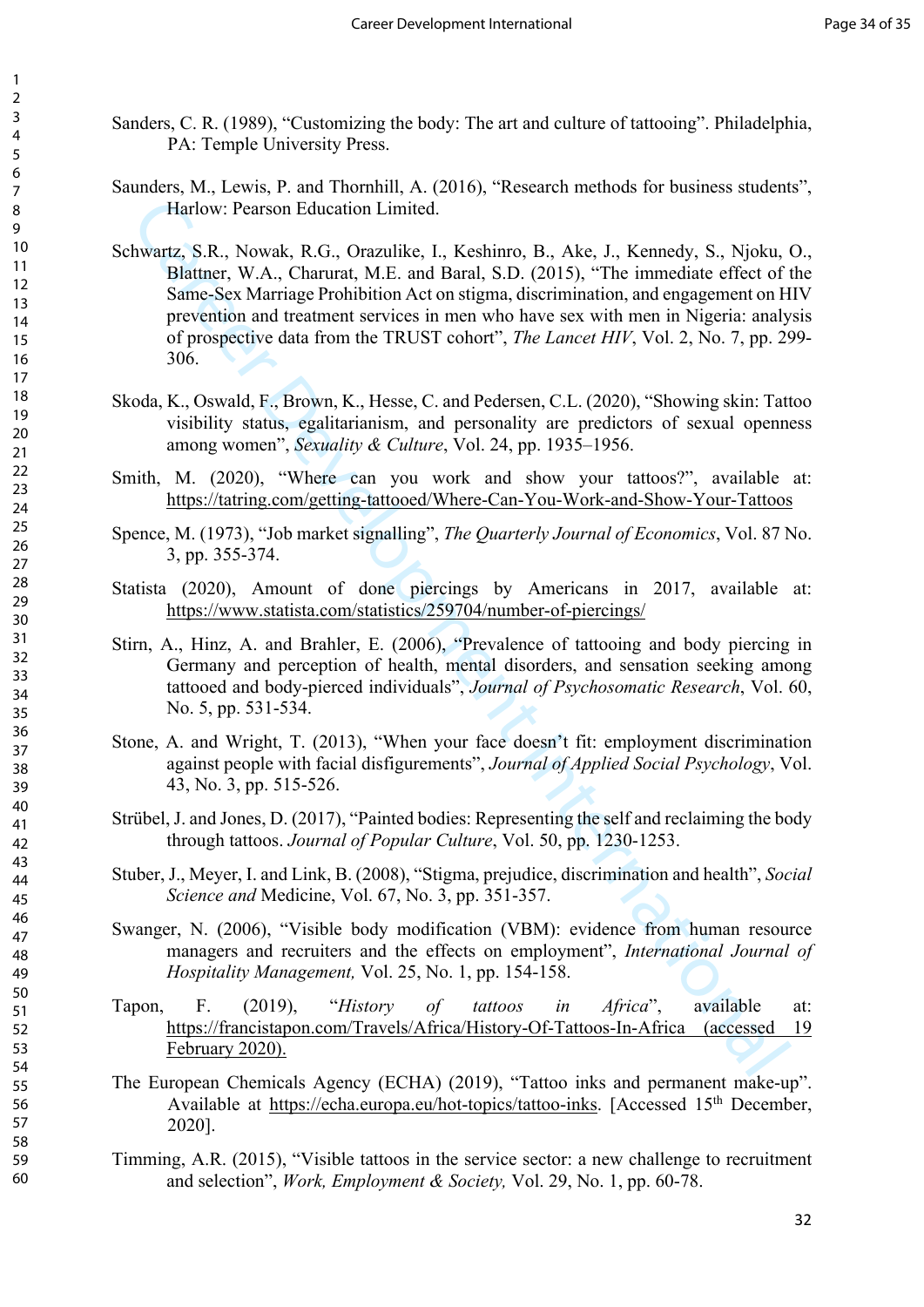Sanders, C. R. (1989), "Customizing the body: The art and culture of tattooing". Philadelphia, PA: Temple University Press.

Saunders, M., Lewis, P. and Thornhill, A. (2016), "Research methods for business students", Harlow: Pearson Education Limited.

Schwartz, S.R., Nowak, R.G., Orazulike, I., Keshinro, B., Ake, J., Kennedy, S., Njoku, O., Blattner, W.A., Charurat, M.E. and Baral, S.D. (2015), "The immediate effect of the Same-Sex Marriage Prohibition Act on stigma, discrimination, and engagement on HIV prevention and treatment services in men who have sex with men in Nigeria: analysis of prospective data from the TRUST cohort", *The Lancet HIV*, Vol. 2, No. 7, pp. 299-306.

Skoda, K., Oswald, F., Brown, K., Hesse, C. and Pedersen, C.L. (2020), "Showing skin: Tattoo visibility status, egalitarianism, and personality are predictors of sexual openness among women", *Sexuality & Culture*, Vol. 24, pp. 1935–1956.

Smith, M. (2020), "Where can you work and show your tattoos?", available at: https://tatring.com/getting-tattooed/Where-Can-You-Work-and-Show-Your-Tattoos

Spence, M. (1973), "Job market signalling", *The Quarterly Journal of Economics*, Vol. 87 No. 3, pp. 355-374.

Statista (2020), Amount of done piercings by Americans in 2017, available at: https://www.statista.com/statistics/259704/number-of-piercings/

Stirn, A., Hinz, A. and Brahler, E. (2006), "Prevalence of tattooing and body piercing in Germany and perception of health, mental disorders, and sensation seeking among tattooed and body-pierced individuals", *Journal of Psychosomatic Research*, Vol. 60, No. 5, pp. 531-534.

Stone, A. and Wright, T. (2013), "When your face doesn't fit: employment discrimination against people with facial disfigurements", *Journal of Applied Social Psychology*, Vol. 43, No. 3, pp. 515-526.

Strübel, J. and Jones, D. (2017), "Painted bodies: Representing the self and reclaiming the body through tattoos. *Journal of Popular Culture*, Vol. 50, pp. 1230-1253.

Stuber, J., Meyer, I. and Link, B. (2008), "Stigma, prejudice, discrimination and health", *Social Science and* Medicine, Vol. 67, No. 3, pp. 351-357.

Swanger, N. (2006), "Visible body modification (VBM): evidence from human resource managers and recruiters and the effects on employment", *International Journal of Hospitality Management,* Vol. 25, No. 1, pp. 154-158.

Tapon, F. (2019), "*History of tattoos in Africa*", available at: https://francistapon.com/Travels/Africa/History-Of-Tattoos-In-Africa (accessed 19 February 2020).

The European Chemicals Agency (ECHA) (2019), "Tattoo inks and permanent make-up". Available at https://echa.europa.eu/hot-topics/tattoo-inks. [Accessed 15th December, 2020].

Timming, A.R. (2015), "Visible tattoos in the service sector: a new challenge to recruitment and selection", *Work, Employment & Society,* Vol. 29, No. 1, pp. 60-78.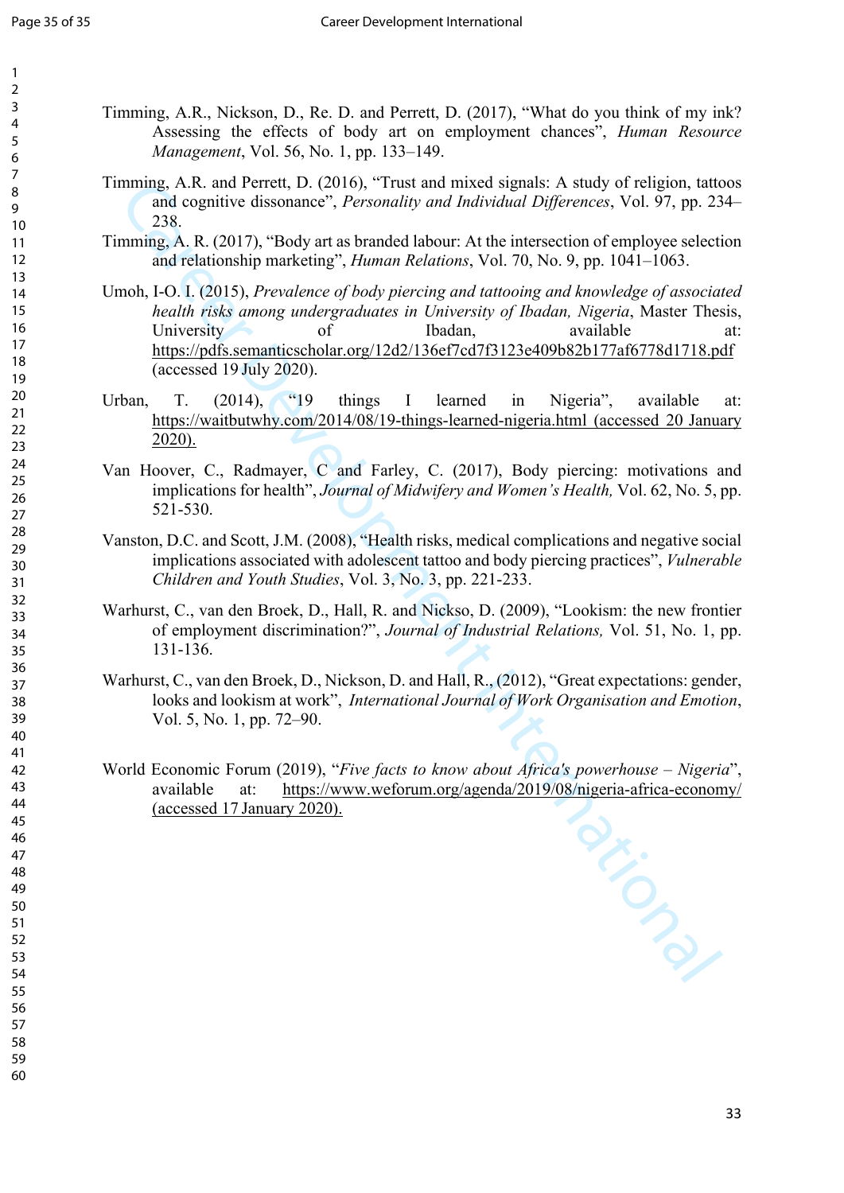Timming, A.R., Nickson, D., Re. D. and Perrett, D. (2017), "What do you think of my ink? Assessing the effects of body art on employment chances", *Human Resource Management*, Vol. 56, No. 1, pp. 133–149.

Timming, A.R. and Perrett, D. (2016), "Trust and mixed signals: A study of religion, tattoos and cognitive dissonance", *Personality and Individual Differences*, Vol. 97, pp. 234–238.

Timming, A. R. (2017), "Body art as branded labour: At the intersection of employee selection and relationship marketing", *Human Relations*, Vol. 70, No. 9, pp. 1041–1063.

Umoh, I-O. I. (2015), *Prevalence of body piercing and tattooing and knowledge of associated health risks among undergraduates in University of Ibadan, Nigeria*, Master Thesis, University of Ibadan, available at: https://pdfs.semanticscholar.org/12d2/136ef7cd7f3123e409b82b177af6778d1718.pdf (accessed 19 July 2020).

Urban, T. (2014), "19 things I learned in Nigeria", available at: https://waitbutwhy.com/2014/08/19-things-learned-nigeria.html (accessed 20 January 2020).

Van Hoover, C., Radmayer, C and Farley, C. (2017), Body piercing: motivations and implications for health", *Journal of Midwifery and Women's Health,* Vol. 62, No. 5, pp. 521-530.

Vanston, D.C. and Scott, J.M. (2008), "Health risks, medical complications and negative social implications associated with adolescent tattoo and body piercing practices", *Vulnerable Children and Youth Studies*, Vol. 3, No. 3, pp. 221-233.

Warhurst, C., van den Broek, D., Hall, R. and Nickso, D. (2009), "Lookism: the new frontier of employment discrimination?", *Journal of Industrial Relations,* Vol. 51, No. 1, pp. 131-136.

Warhurst, C., van den Broek, D., Nickson, D. and Hall, R., (2012), "Great expectations: gender, looks and lookism at work", *International Journal of Work Organisation and Emotion*, Vol. 5, No. 1, pp. 72–90.

World Economic Forum (2019), "*Five facts to know about Africa's powerhouse – Nigeria*", available at: https://www.weforum.org/agenda/2019/08/nigeria-africa-economy/ (accessed 17 January 2020).